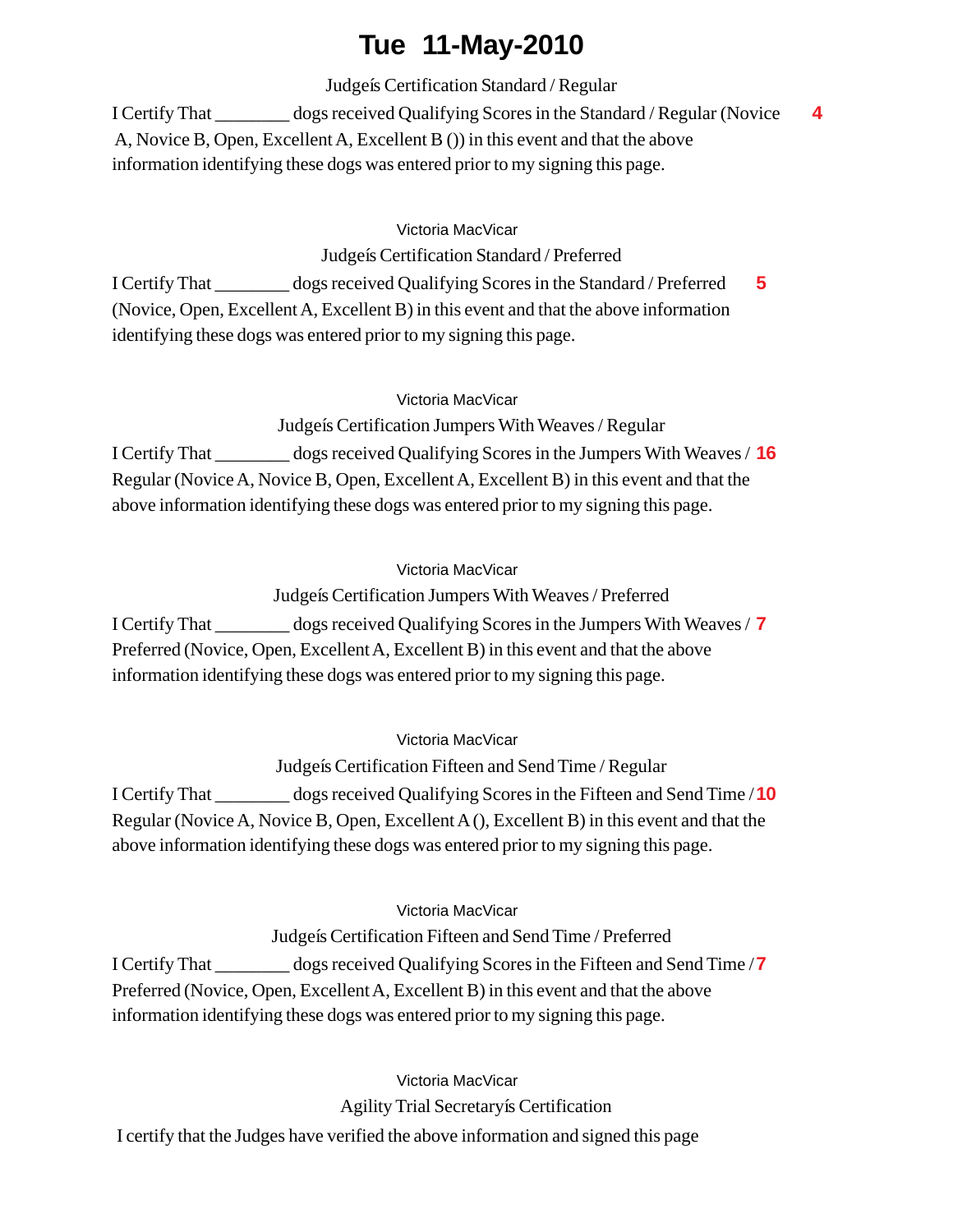# Tue 11-May-2010

Judgeís Certification Standard / Regular

I Certify That ________ dogs received Qualifying Scores in the Standard / Regular (Novice A, Novice B, Open, Excellent A, Excellent B ()) in this event and that the above information identifying these dogs was entered prior to my signing this page. **4**

Victoria MacVicar

Judgeís Certification Standard / Preferred

I Certify That ________ dogs received Qualifying Scores in the Standard / Preferred (Novice, Open, Excellent A, Excellent B) in this event and that the above information identifying these dogs was entered prior to my signing this page. **5**

Victoria MacVicar

Judgeís Certification Jumpers With Weaves / Regular

I Certify That ________ dogs received Qualifying Scores in the Jumpers With Weaves / Regular (Novice A, Novice B, Open, Excellent A, Excellent B) in this event and that the above information identifying these dogs was entered prior to my signing this page. **16**

Victoria MacVicar

Judgeís Certification Jumpers With Weaves / Preferred

I Certify That ________ dogs received Qualifying Scores in the Jumpers With Weaves / Preferred (Novice, Open, Excellent A, Excellent B) in this event and that the above information identifying these dogs was entered prior to my signing this page. **7**

Victoria MacVicar

Judgeís Certification Fifteen and Send Time / Regular

I Certify That ________ dogs received Qualifying Scores in the Fifteen and Send Time / Regular (Novice A, Novice B, Open, Excellent A (), Excellent B) in this event and that the above information identifying these dogs was entered prior to my signing this page. **10**

Victoria MacVicar

Judgeís Certification Fifteen and Send Time / Preferred

I Certify That ________ dogs received Qualifying Scores in the Fifteen and Send Time / Preferred (Novice, Open, Excellent A, Excellent B) in this event and that the above information identifying these dogs was entered prior to my signing this page. **7**

Victoria MacVicar

Agility Trial Secretaryís Certification

I certify that the Judges have verified the above information and signed this page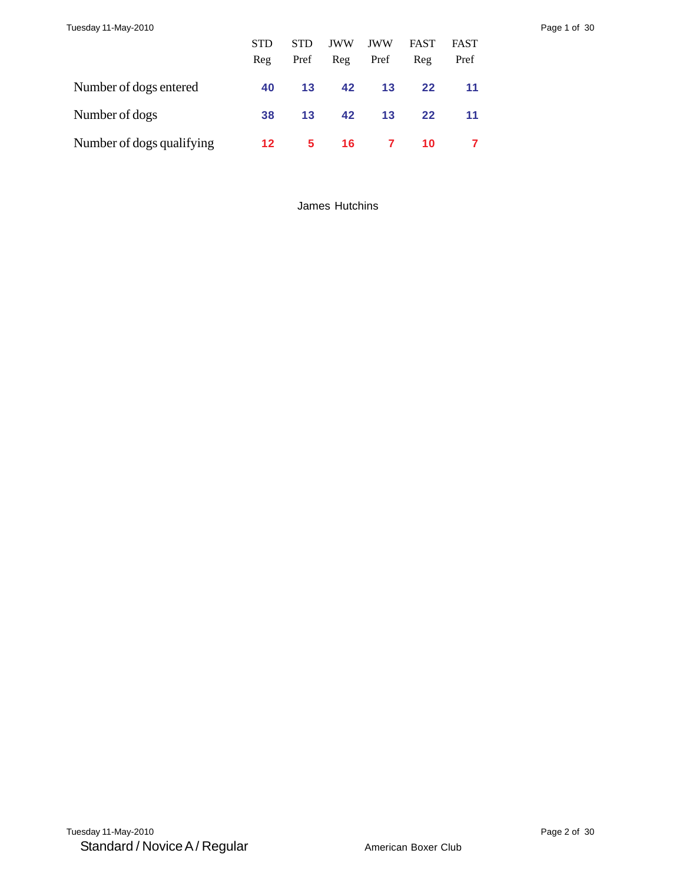| | STD Reg | STD Pref | JWW Reg | JWW Pref | FAST Reg | FAST Pref |
|---|---|---|---|---|---|---|
| Number of dogs entered | 40 | 13 | 42 | 13 | 22 | 11 |
| Number of dogs | 38 | 13 | 42 | 13 | 22 | 11 |
| Number of dogs qualifying | 12 | 5 | 16 | 7 | 10 | 7 |

James Hutchins

Standard / Novice A / Regular

American Boxer Club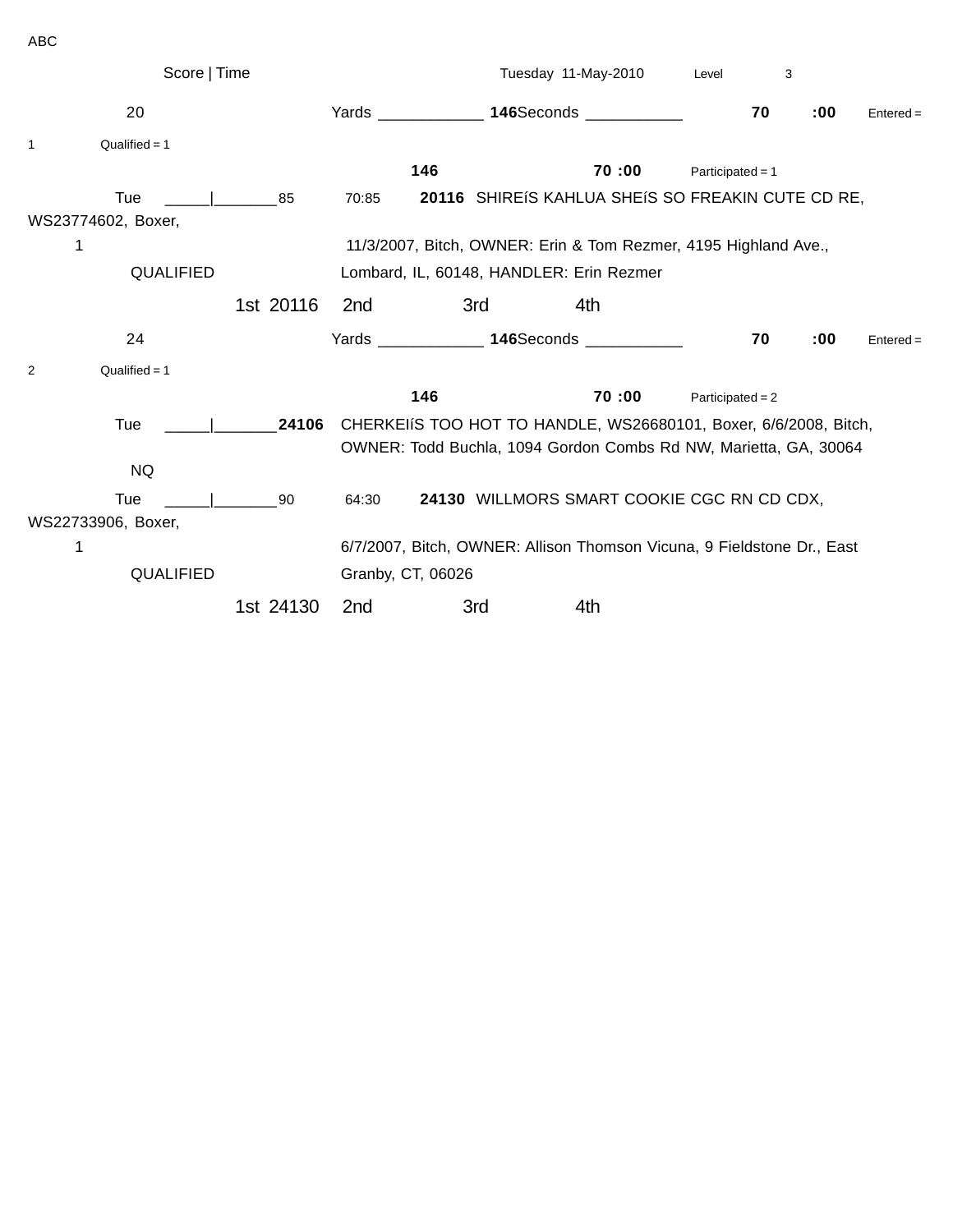ABC

Score | Time    Tuesday 11-May-2010    Level 3

20    Yards ____________ **146**Seconds ___________    **70** **:00**    Entered = 1    Qualified = 1

**146**    **70 :00**    Participated = 1

Tue _____|_______85    70:85    **20116** SHIREíS KAHLUA SHEíS SO FREAKIN CUTE CD RE, WS23774602, Boxer,
1    11/3/2007, Bitch, OWNER: Erin & Tom Rezmer, 4195 Highland Ave.,
QUALIFIED    Lombard, IL, 60148, HANDLER: Erin Rezmer

1st 20116    2nd    3rd    4th

24    Yards ____________ **146**Seconds ___________    **70** **:00**    Entered = 2    Qualified = 1

**146**    **70 :00**    Participated = 2

Tue _____|_______**24106**    CHERKEIíS TOO HOT TO HANDLE, WS26680101, Boxer, 6/6/2008, Bitch, OWNER: Todd Buchla, 1094 Gordon Combs Rd NW, Marietta, GA, 30064
NQ

Tue _____|_______90    64:30    **24130** WILLMORS SMART COOKIE CGC RN CD CDX, WS22733906, Boxer,
1    6/7/2007, Bitch, OWNER: Allison Thomson Vicuna, 9 Fieldstone Dr., East
QUALIFIED    Granby, CT, 06026

1st 24130    2nd    3rd    4th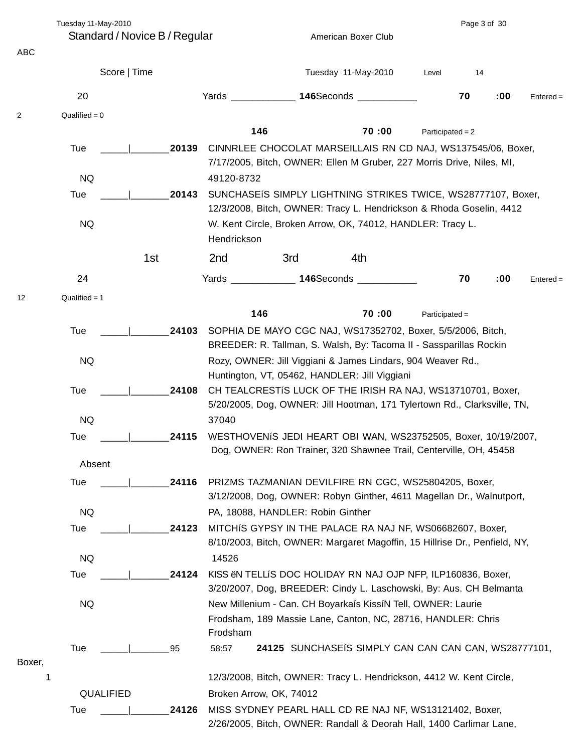## Standard / Novice B / Regular

American Boxer Club

ABC

Score | Time

Tuesday 11-May-2010 Level 14

20 Yards ____________ **146** Seconds ___________ **70 :00** Entered = 2 Qualified = 0

**146** **70 :00** Participated = 2

Tue _____|_______ **20139** CINNRLEE CHOCOLAT MARSEILLAIS RN CD NAJ, WS137545/06, Boxer, 7/17/2005, Bitch, OWNER: Ellen M Gruber, 227 Morris Drive, Niles, MI, 49120-8732
NQ

Tue _____|_______ **20143** SUNCHASEíS SIMPLY LIGHTNING STRIKES TWICE, WS28777107, Boxer, 12/3/2008, Bitch, OWNER: Tracy L. Hendrickson & Rhoda Goselin, 4412 W. Kent Circle, Broken Arrow, OK, 74012, HANDLER: Tracy L. Hendrickson
NQ

1st 2nd 3rd 4th

24 Yards ____________ **146** Seconds ___________ **70 :00** Entered = 12 Qualified = 1

**146** **70 :00** Participated =

Tue _____|_______ **24103** SOPHIA DE MAYO CGC NAJ, WS17352702, Boxer, 5/5/2006, Bitch, BREEDER: R. Tallman, S. Walsh, By: Tacoma II - Sassparillas Rockin Rozy, OWNER: Jill Viggiani & James Lindars, 904 Weaver Rd., Huntington, VT, 05462, HANDLER: Jill Viggiani
NQ

Tue _____|_______ **24108** CH TEALCRESTíS LUCK OF THE IRISH RA NAJ, WS13710701, Boxer, 5/20/2005, Dog, OWNER: Jill Hootman, 171 Tylertown Rd., Clarksville, TN, 37040
NQ

Tue _____|_______ **24115** WESTHOVENíS JEDI HEART OBI WAN, WS23752505, Boxer, 10/19/2007, Dog, OWNER: Ron Trainer, 320 Shawnee Trail, Centerville, OH, 45458
Absent

Tue _____|_______ **24116** PRIZMS TAZMANIAN DEVILFIRE RN CGC, WS25804205, Boxer, 3/12/2008, Dog, OWNER: Robyn Ginther, 4611 Magellan Dr., Walnutport, PA, 18088, HANDLER: Robin Ginther
NQ

Tue _____|_______ **24123** MITCHíS GYPSY IN THE PALACE RA NAJ NF, WS06682607, Boxer, 8/10/2003, Bitch, OWNER: Margaret Magoffin, 15 Hillrise Dr., Penfield, NY, 14526
NQ

Tue _____|_______ **24124** KISS ëN TELLíS DOC HOLIDAY RN NAJ OJP NFP, ILP160836, Boxer, 3/20/2007, Dog, BREEDER: Cindy L. Laschowski, By: Aus. CH Belmanta New Millenium - Can. CH Boyarkaís KissíN Tell, OWNER: Laurie Frodsham, 189 Massie Lane, Canton, NC, 28716, HANDLER: Chris Frodsham
NQ

Tue _____|_______ 95 58:57 **24125** SUNCHASEíS SIMPLY CAN CAN CAN CAN, WS28777101, Boxer, 12/3/2008, Bitch, OWNER: Tracy L. Hendrickson, 4412 W. Kent Circle, Broken Arrow, OK, 74012
1
QUALIFIED

Tue _____|_______ **24126** MISS SYDNEY PEARL HALL CD RE NAJ NF, WS13121402, Boxer, 2/26/2005, Bitch, OWNER: Randall & Deorah Hall, 1400 Carlimar Lane,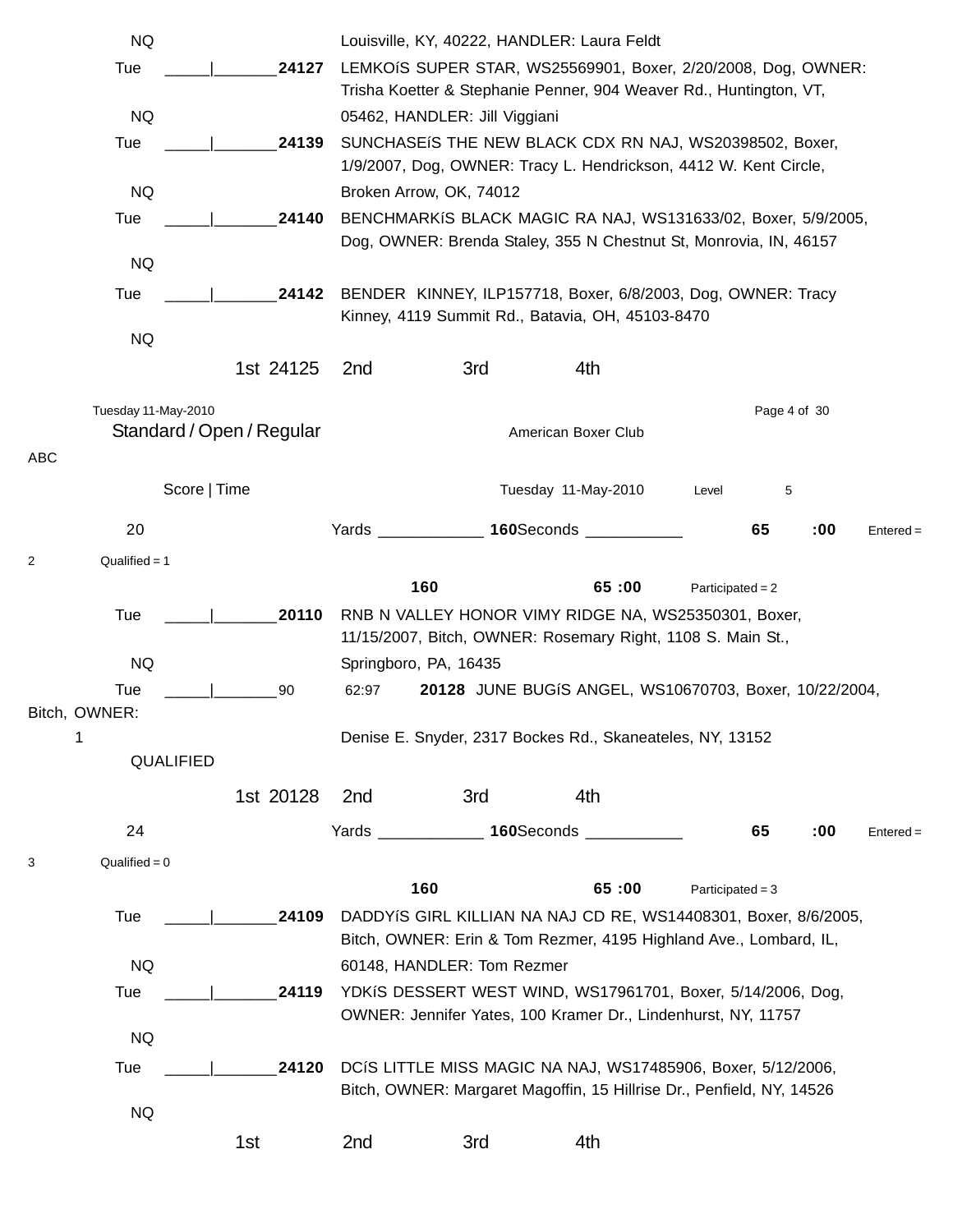NQ　　Louisville, KY, 40222, HANDLER: Laura Feldt

Tue _____|_______**24127** LEMKOíS SUPER STAR, WS25569901, Boxer, 2/20/2008, Dog, OWNER: Trisha Koetter & Stephanie Penner, 904 Weaver Rd., Huntington, VT, 05462, HANDLER: Jill Viggiani

NQ

Tue _____|_______**24139** SUNCHASEíS THE NEW BLACK CDX RN NAJ, WS20398502, Boxer, 1/9/2007, Dog, OWNER: Tracy L. Hendrickson, 4412 W. Kent Circle, Broken Arrow, OK, 74012

NQ

Tue _____|_______**24140** BENCHMARKíS BLACK MAGIC RA NAJ, WS131633/02, Boxer, 5/9/2005, Dog, OWNER: Brenda Staley, 355 N Chestnut St, Monrovia, IN, 46157

NQ

Tue _____|_______**24142** BENDER KINNEY, ILP157718, Boxer, 6/8/2003, Dog, OWNER: Tracy Kinney, 4119 Summit Rd., Batavia, OH, 45103-8470

NQ

1st 24125　2nd　3rd　4th

Tuesday 11-May-2010

Standard / Open / Regular　　American Boxer Club

ABC

Score | Time　　Tuesday 11-May-2010　Level 5

20　　Yards ____________ **160** Seconds ___________ **65 :00**　Entered = 2　Qualified = 1

**160**　**65 :00**　Participated = 2

Tue _____|_______**20110** RNB N VALLEY HONOR VIMY RIDGE NA, WS25350301, Boxer, 11/15/2007, Bitch, OWNER: Rosemary Right, 1108 S. Main St., Springboro, PA, 16435

NQ

Tue _____|_______90　62:97　**20128** JUNE BUGíS ANGEL, WS10670703, Boxer, 10/22/2004, Bitch, OWNER: Denise E. Snyder, 2317 Bockes Rd., Skaneateles, NY, 13152

1

QUALIFIED

1st 20128　2nd　3rd　4th

24　　Yards ____________ **160** Seconds ___________ **65 :00**　Entered = 3　Qualified = 0

**160**　**65 :00**　Participated = 3

Tue _____|_______**24109** DADDYíS GIRL KILLIAN NA NAJ CD RE, WS14408301, Boxer, 8/6/2005, Bitch, OWNER: Erin & Tom Rezmer, 4195 Highland Ave., Lombard, IL, 60148, HANDLER: Tom Rezmer

NQ

Tue _____|_______**24119** YDKíS DESSERT WEST WIND, WS17961701, Boxer, 5/14/2006, Dog, OWNER: Jennifer Yates, 100 Kramer Dr., Lindenhurst, NY, 11757

NQ

Tue _____|_______**24120** DCíS LITTLE MISS MAGIC NA NAJ, WS17485906, Boxer, 5/12/2006, Bitch, OWNER: Margaret Magoffin, 15 Hillrise Dr., Penfield, NY, 14526

NQ

1st　2nd　3rd　4th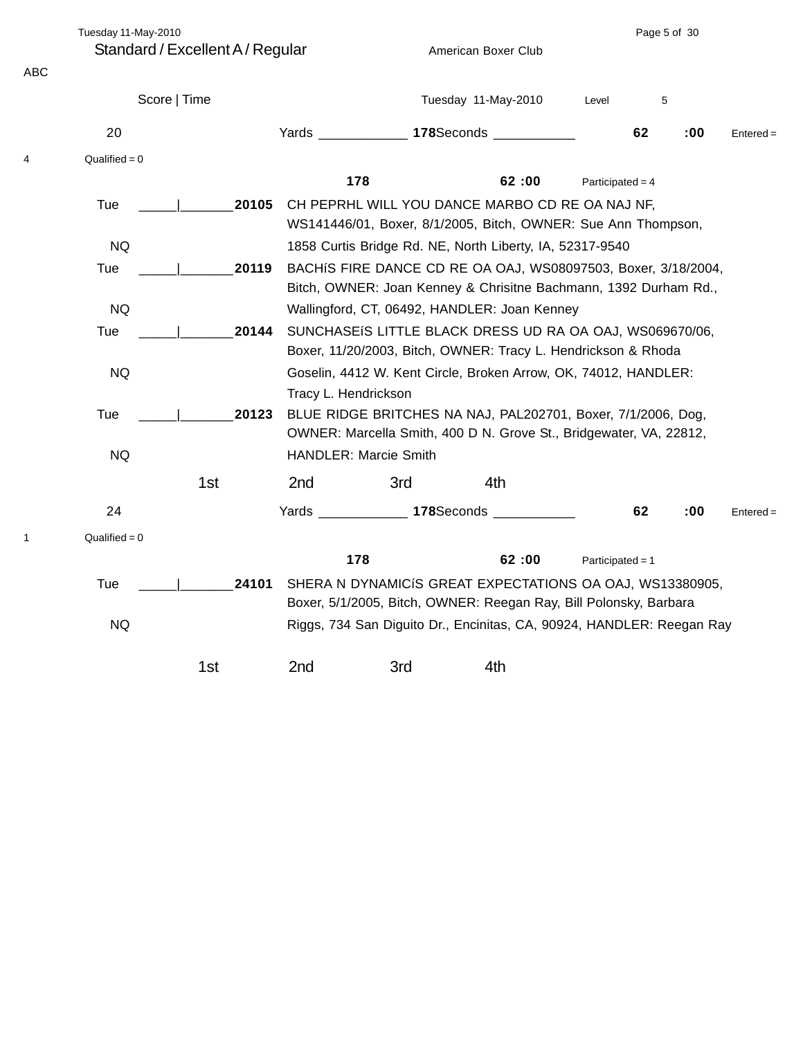## Standard / Excellent A / Regular

American Boxer Club

ABC

Score | Time

Tuesday 11-May-2010 Level 5

20 Yards ____________ **178** Seconds ___________ **62 :00** Entered = 4 Qualified = 0

**178** **62 :00** Participated = 4

Tue _____|_______**20105** CH PEPRHL WILL YOU DANCE MARBO CD RE OA NAJ NF, WS141446/01, Boxer, 8/1/2005, Bitch, OWNER: Sue Ann Thompson, 1858 Curtis Bridge Rd. NE, North Liberty, IA, 52317-9540

NQ

Tue _____|_______**20119** BACHíS FIRE DANCE CD RE OA OAJ, WS08097503, Boxer, 3/18/2004, Bitch, OWNER: Joan Kenney & Chrisitne Bachmann, 1392 Durham Rd., Wallingford, CT, 06492, HANDLER: Joan Kenney

NQ

Tue _____|_______**20144** SUNCHASEíS LITTLE BLACK DRESS UD RA OA OAJ, WS069670/06, Boxer, 11/20/2003, Bitch, OWNER: Tracy L. Hendrickson & Rhoda Goselin, 4412 W. Kent Circle, Broken Arrow, OK, 74012, HANDLER: Tracy L. Hendrickson

NQ

Tue _____|_______**20123** BLUE RIDGE BRITCHES NA NAJ, PAL202701, Boxer, 7/1/2006, Dog, OWNER: Marcella Smith, 400 D N. Grove St., Bridgewater, VA, 22812, HANDLER: Marcie Smith

NQ

1st 2nd 3rd 4th

24 Yards ____________ **178** Seconds ___________ **62 :00** Entered = 1 Qualified = 0

**178** **62 :00** Participated = 1

Tue _____|_______**24101** SHERA N DYNAMICíS GREAT EXPECTATIONS OA OAJ, WS13380905, Boxer, 5/1/2005, Bitch, OWNER: Reegan Ray, Bill Polonsky, Barbara Riggs, 734 San Diguito Dr., Encinitas, CA, 90924, HANDLER: Reegan Ray

NQ

1st 2nd 3rd 4th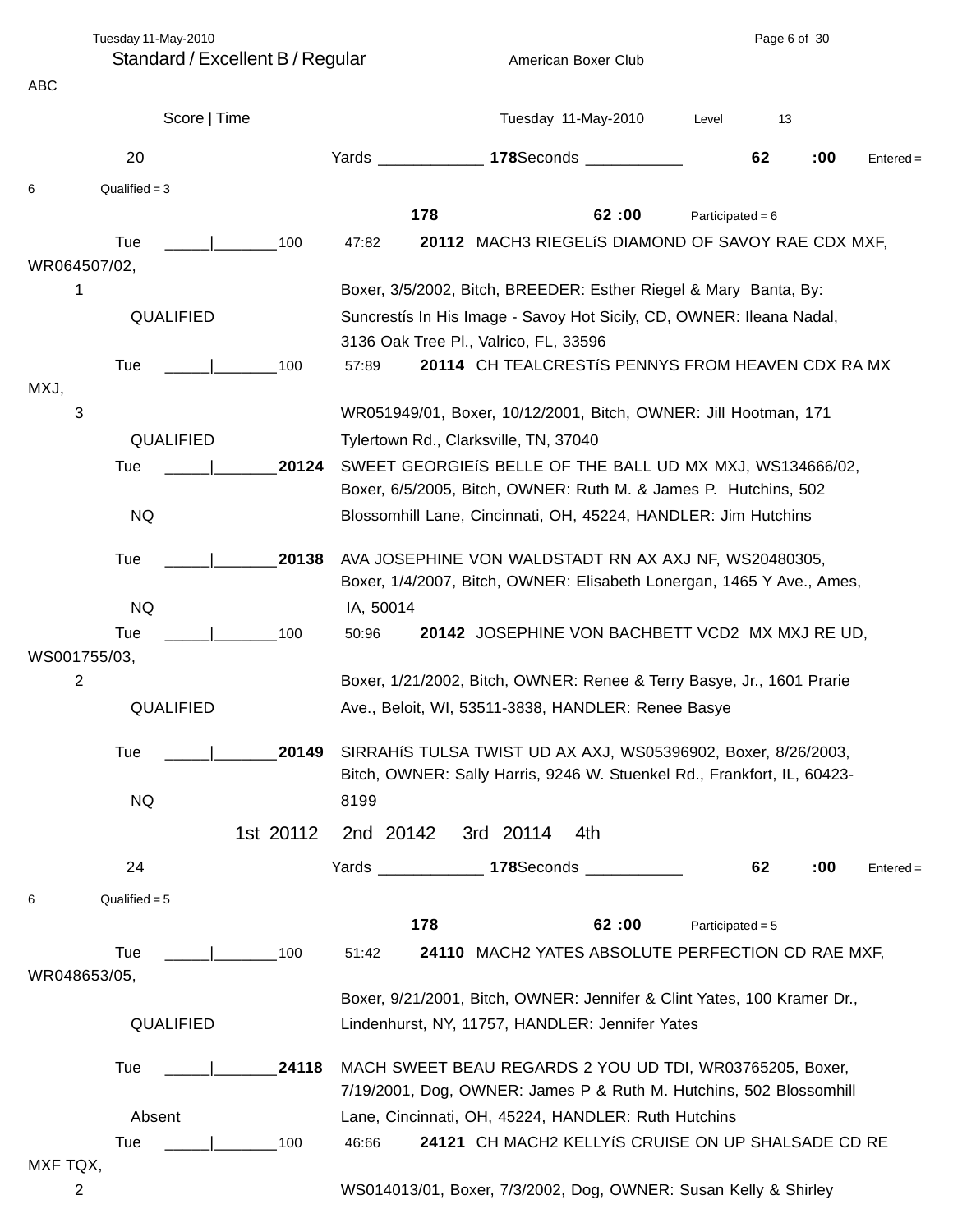## Standard / Excellent B / Regular

American Boxer Club

ABC

Score | Time — Tuesday 11-May-2010 — Level 13

### 20

Yards ____________ **178** Seconds ___________ **62** **:00** Entered = 6 Qualified = 3

**178** **62 :00** Participated = 6

Tue _____|_______100 47:82 **20112** MACH3 RIEGELíS DIAMOND OF SAVOY RAE CDX MXF, WR064507/02,
1 — Boxer, 3/5/2002, Bitch, BREEDER: Esther Riegel & Mary Banta, By:
QUALIFIED — Suncrestís In His Image - Savoy Hot Sicily, CD, OWNER: Ileana Nadal, 3136 Oak Tree Pl., Valrico, FL, 33596

Tue _____|_______100 57:89 **20114** CH TEALCRESTíS PENNYS FROM HEAVEN CDX RA MX MXJ,
3 — WR051949/01, Boxer, 10/12/2001, Bitch, OWNER: Jill Hootman, 171
QUALIFIED — Tylertown Rd., Clarksville, TN, 37040

Tue _____|_______**20124** SWEET GEORGIEíS BELLE OF THE BALL UD MX MXJ, WS134666/02, Boxer, 6/5/2005, Bitch, OWNER: Ruth M. & James P. Hutchins, 502
NQ — Blossomhill Lane, Cincinnati, OH, 45224, HANDLER: Jim Hutchins

Tue _____|_______**20138** AVA JOSEPHINE VON WALDSTADT RN AX AXJ NF, WS20480305, Boxer, 1/4/2007, Bitch, OWNER: Elisabeth Lonergan, 1465 Y Ave., Ames,
NQ — IA, 50014

Tue _____|_______100 50:96 **20142** JOSEPHINE VON BACHBETT VCD2 MX MXJ RE UD, WS001755/03,
2 — Boxer, 1/21/2002, Bitch, OWNER: Renee & Terry Basye, Jr., 1601 Prarie
QUALIFIED — Ave., Beloit, WI, 53511-3838, HANDLER: Renee Basye

Tue _____|_______**20149** SIRRAHíS TULSA TWIST UD AX AXJ, WS05396902, Boxer, 8/26/2003, Bitch, OWNER: Sally Harris, 9246 W. Stuenkel Rd., Frankfort, IL, 60423-
NQ — 8199

1st 20112 2nd 20142 3rd 20114 4th

### 24

Yards ____________ **178** Seconds ___________ **62** **:00** Entered = 6 Qualified = 5

**178** **62 :00** Participated = 5

Tue _____|_______100 51:42 **24110** MACH2 YATES ABSOLUTE PERFECTION CD RAE MXF, WR048653/05,
Boxer, 9/21/2001, Bitch, OWNER: Jennifer & Clint Yates, 100 Kramer Dr.,
QUALIFIED — Lindenhurst, NY, 11757, HANDLER: Jennifer Yates

Tue _____|_______**24118** MACH SWEET BEAU REGARDS 2 YOU UD TDI, WR03765205, Boxer, 7/19/2001, Dog, OWNER: James P & Ruth M. Hutchins, 502 Blossomhill
Absent — Lane, Cincinnati, OH, 45224, HANDLER: Ruth Hutchins

Tue _____|_______100 46:66 **24121** CH MACH2 KELLYíS CRUISE ON UP SHALSADE CD RE MXF TQX,
2 — WS014013/01, Boxer, 7/3/2002, Dog, OWNER: Susan Kelly & Shirley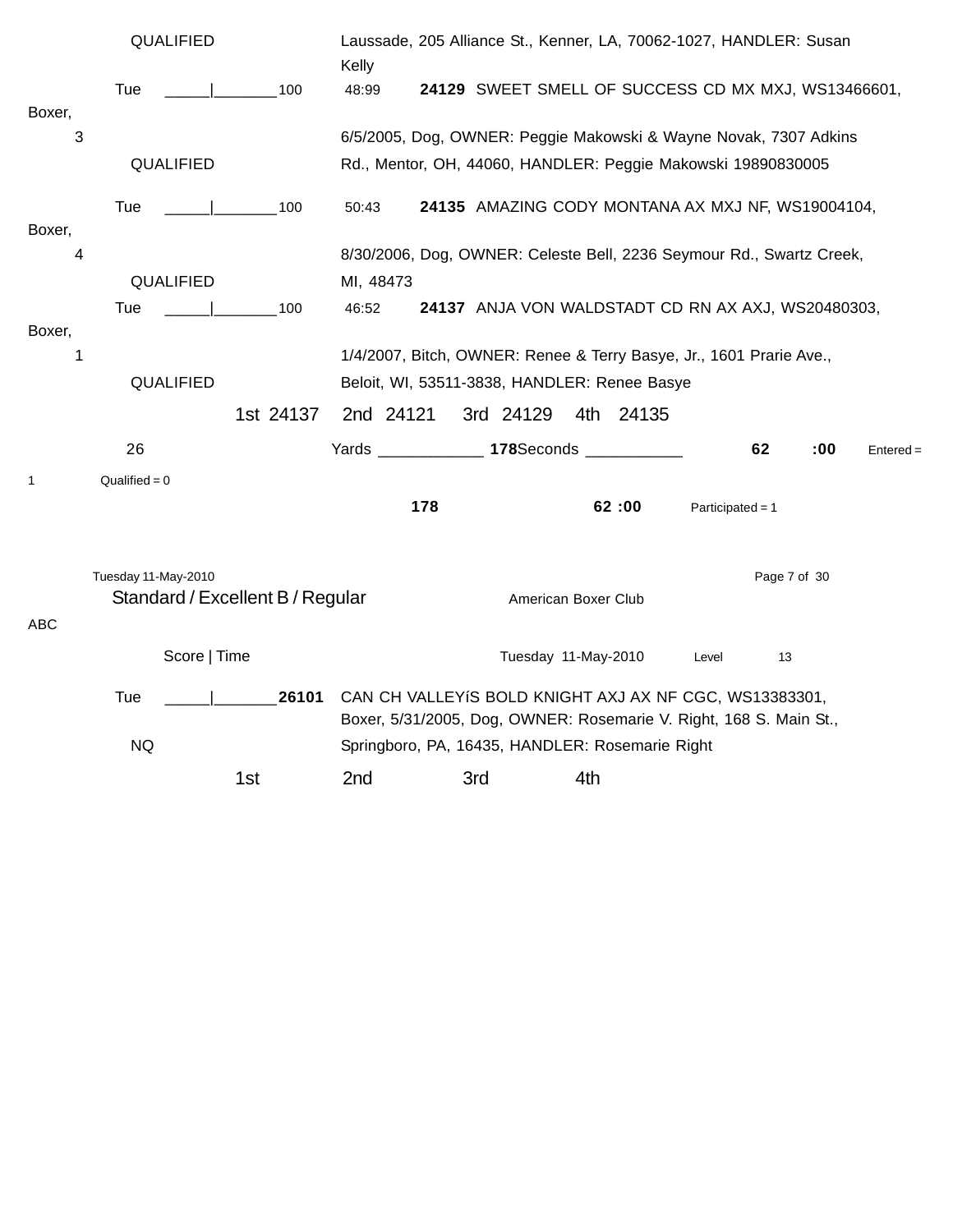QUALIFIED — Laussade, 205 Alliance St., Kenner, LA, 70062-1027, HANDLER: Susan Kelly

| | Score \| Time | | Entry |
|---|---|---|---|
| Tue<br>3<br>QUALIFIED | _____\|_______100 | 48:99 | **24129** SWEET SMELL OF SUCCESS CD MX MXJ, WS13466601, Boxer, 6/5/2005, Dog, OWNER: Peggie Makowski & Wayne Novak, 7307 Adkins Rd., Mentor, OH, 44060, HANDLER: Peggie Makowski 19890830005 |
| Tue<br>4<br>QUALIFIED | _____\|_______100 | 50:43 | **24135** AMAZING CODY MONTANA AX MXJ NF, WS19004104, Boxer, 8/30/2006, Dog, OWNER: Celeste Bell, 2236 Seymour Rd., Swartz Creek, MI, 48473 |
| Tue<br>1<br>QUALIFIED | _____\|_______100 | 46:52 | **24137** ANJA VON WALDSTADT CD RN AX AXJ, WS20480303, Boxer, 1/4/2007, Bitch, OWNER: Renee & Terry Basye, Jr., 1601 Prarie Ave., Beloit, WI, 53511-3838, HANDLER: Renee Basye |

1st 24137 2nd 24121 3rd 24129 4th 24135

26 Yards ___________ **178** Seconds __________ **62 :00** Entered = 1 Qualified = 0

**178** **62 :00** Participated = 1

Tuesday 11-May-2010

## Standard / Excellent B / Regular

American Boxer Club ABC

Score | Time — Tuesday 11-May-2010 — Level 13

| | Score \| Time | Entry |
|---|---|---|
| Tue<br>NQ | _____\|_______ | **26101** CAN CH VALLEYíS BOLD KNIGHT AXJ AX NF CGC, WS13383301, Boxer, 5/31/2005, Dog, OWNER: Rosemarie V. Right, 168 S. Main St., Springboro, PA, 16435, HANDLER: Rosemarie Right |

1st 2nd 3rd 4th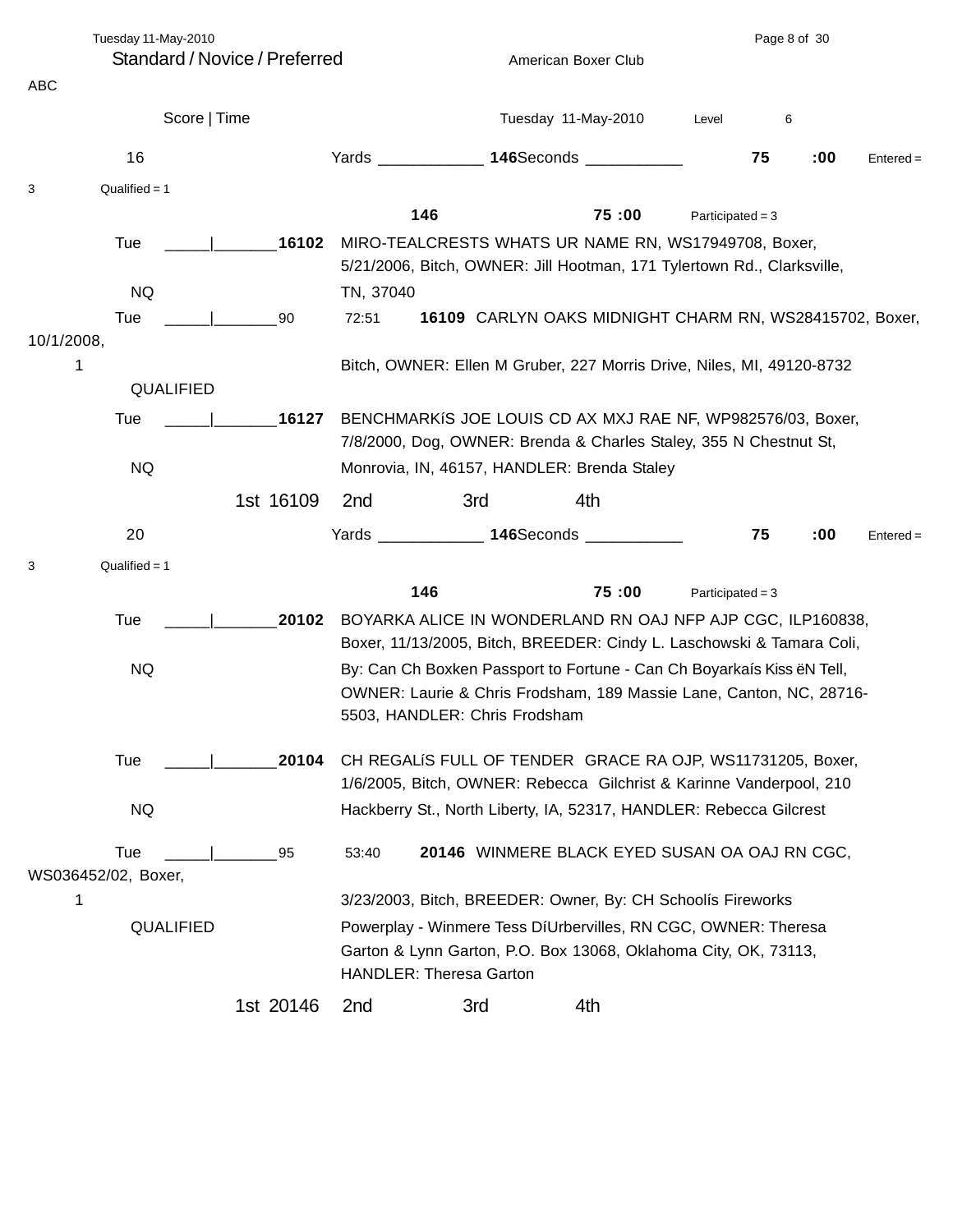## Standard / Novice / Preferred

American Boxer Club

ABC

Score | Time — Tuesday 11-May-2010 — Level 6

### 16

Yards ____________ 146 Seconds ___________ 75 :00 — Entered = 3 — Qualified = 1

146 — 75 :00 — Participated = 3

| Day | Score \| Time | Armband | Entry |
|---|---|---|---|
| Tue<br>NQ | _____\|_______ | 16102 | MIRO-TEALCRESTS WHATS UR NAME RN, WS17949708, Boxer, 5/21/2006, Bitch, OWNER: Jill Hootman, 171 Tylertown Rd., Clarksville, TN, 37040 |
| Tue<br>1<br>QUALIFIED | _____\|_______90 72:51 | 16109 | CARLYN OAKS MIDNIGHT CHARM RN, WS28415702, Boxer, 10/1/2008, Bitch, OWNER: Ellen M Gruber, 227 Morris Drive, Niles, MI, 49120-8732 |
| Tue<br>NQ | _____\|_______ | 16127 | BENCHMARKíS JOE LOUIS CD AX MXJ RAE NF, WP982576/03, Boxer, 7/8/2000, Dog, OWNER: Brenda & Charles Staley, 355 N Chestnut St, Monrovia, IN, 46157, HANDLER: Brenda Staley |

1st 16109 2nd 3rd 4th

### 20

Yards ____________ 146 Seconds ___________ 75 :00 — Entered = 3 — Qualified = 1

146 — 75 :00 — Participated = 3

| Day | Score \| Time | Armband | Entry |
|---|---|---|---|
| Tue<br>NQ | _____\|_______ | 20102 | BOYARKA ALICE IN WONDERLAND RN OAJ NFP AJP CGC, ILP160838, Boxer, 11/13/2005, Bitch, BREEDER: Cindy L. Laschowski & Tamara Coli, By: Can Ch Boxken Passport to Fortune - Can Ch Boyarkaís Kiss ëN Tell, OWNER: Laurie & Chris Frodsham, 189 Massie Lane, Canton, NC, 28716-5503, HANDLER: Chris Frodsham |
| Tue<br>NQ | _____\|_______ | 20104 | CH REGALíS FULL OF TENDER GRACE RA OJP, WS11731205, Boxer, 1/6/2005, Bitch, OWNER: Rebecca Gilchrist & Karinne Vanderpool, 210 Hackberry St., North Liberty, IA, 52317, HANDLER: Rebecca Gilcrest |
| Tue<br>1<br>QUALIFIED | _____\|_______95 53:40 | 20146 | WINMERE BLACK EYED SUSAN OA OAJ RN CGC, WS036452/02, Boxer, 3/23/2003, Bitch, BREEDER: Owner, By: CH Schoolís Fireworks Powerplay - Winmere Tess DíUrbervilles, RN CGC, OWNER: Theresa Garton & Lynn Garton, P.O. Box 13068, Oklahoma City, OK, 73113, HANDLER: Theresa Garton |

1st 20146 2nd 3rd 4th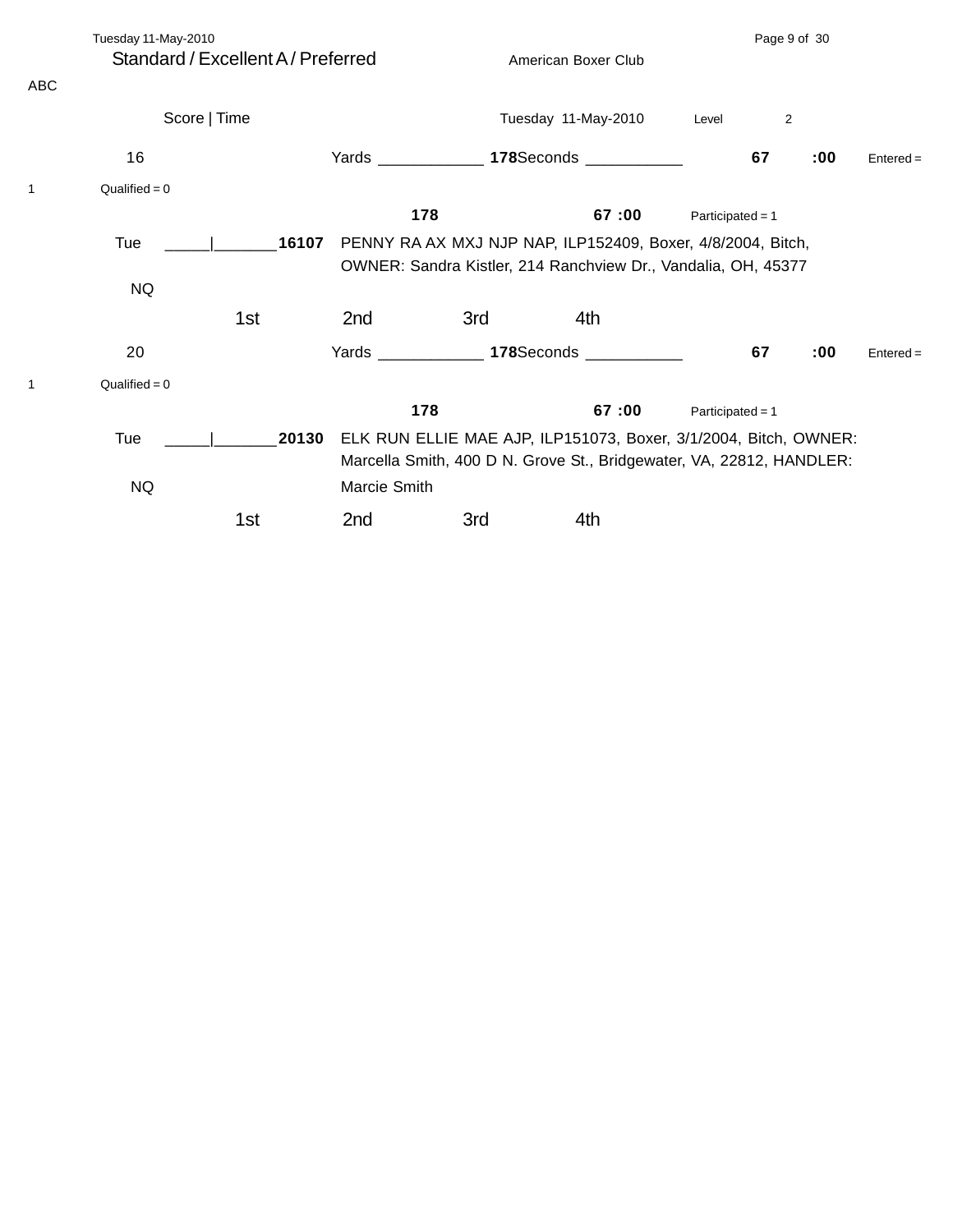Standard / Excellent A / Preferred

American Boxer Club

ABC

Score | Time

Tuesday 11-May-2010 Level 2

16 Yards ____________ **178**Seconds ___________ **67** **:00** Entered = 1 Qualified = 0

**178** **67 :00** Participated = 1

Tue _____|_______**16107** PENNY RA AX MXJ NJP NAP, ILP152409, Boxer, 4/8/2004, Bitch, OWNER: Sandra Kistler, 214 Ranchview Dr., Vandalia, OH, 45377

NQ

1st 2nd 3rd 4th

20 Yards ____________ **178**Seconds ___________ **67** **:00** Entered = 1 Qualified = 0

**178** **67 :00** Participated = 1

Tue _____|_______**20130** ELK RUN ELLIE MAE AJP, ILP151073, Boxer, 3/1/2004, Bitch, OWNER: Marcella Smith, 400 D N. Grove St., Bridgewater, VA, 22812, HANDLER: Marcie Smith

NQ

1st 2nd 3rd 4th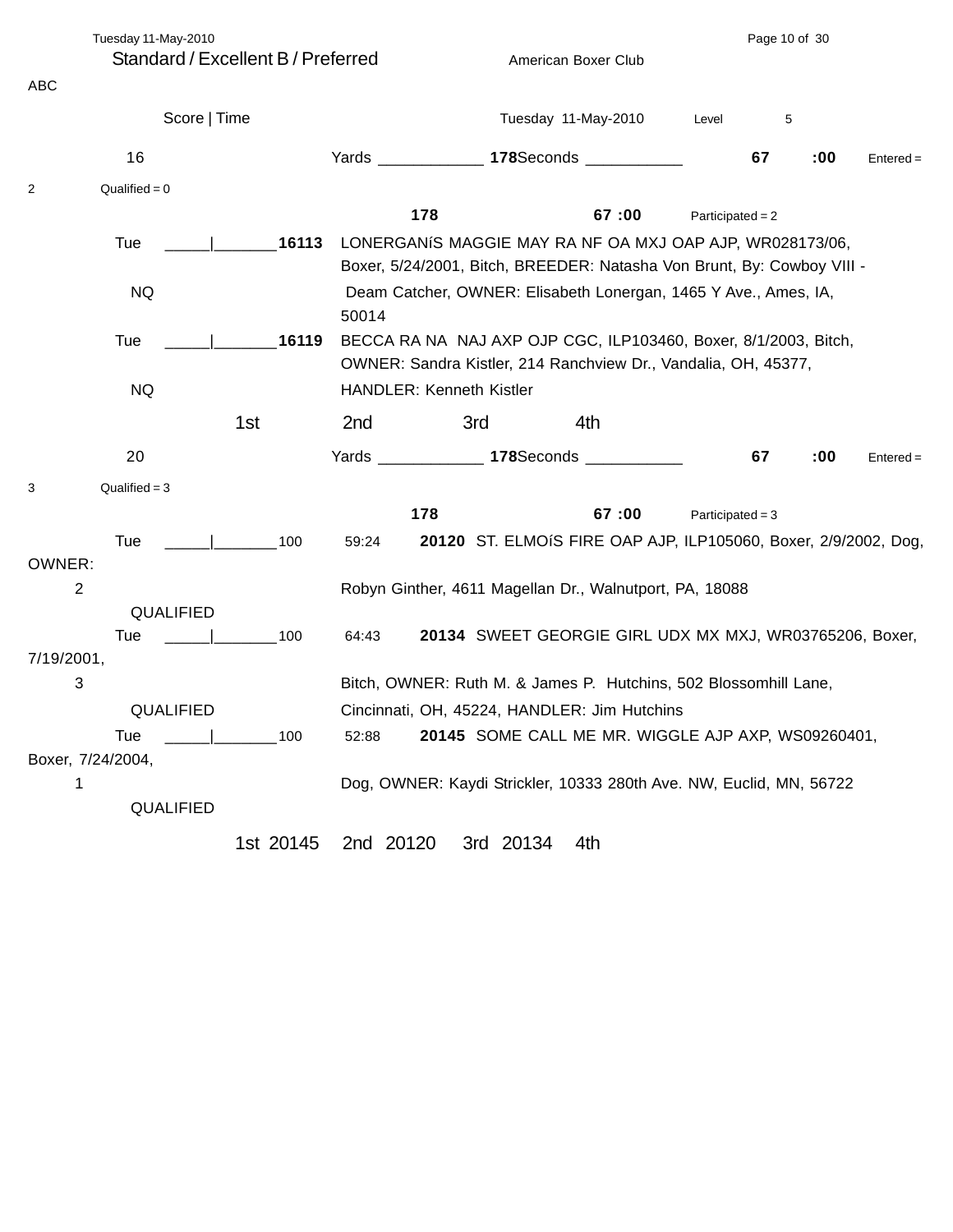## Standard / Excellent B / Preferred

American Boxer Club

ABC

Score | Time — Tuesday 11-May-2010 — Level 5

**16** — Yards ____________ **178** Seconds ___________ **67 :00** — Entered = 2 — Qualified = 0

**178** — **67 :00** — Participated = 2

Tue _____|_______ **16113** LONERGANíS MAGGIE MAY RA NF OA MXJ OAP AJP, WR028173/06, Boxer, 5/24/2001, Bitch, BREEDER: Natasha Von Brunt, By: Cowboy VIII - Deam Catcher, OWNER: Elisabeth Lonergan, 1465 Y Ave., Ames, IA, 50014
NQ

Tue _____|_______ **16119** BECCA RA NA NAJ AXP OJP CGC, ILP103460, Boxer, 8/1/2003, Bitch, OWNER: Sandra Kistler, 214 Ranchview Dr., Vandalia, OH, 45377, HANDLER: Kenneth Kistler
NQ

1st 2nd 3rd 4th

**20** — Yards ____________ **178** Seconds ___________ **67 :00** — Entered = 3 — Qualified = 3

**178** — **67 :00** — Participated = 3

Tue _____|_______ 100 59:24 **20120** ST. ELMOíS FIRE OAP AJP, ILP105060, Boxer, 2/9/2002, Dog, OWNER: Robyn Ginther, 4611 Magellan Dr., Walnutport, PA, 18088
2
QUALIFIED

Tue _____|_______ 100 64:43 **20134** SWEET GEORGIE GIRL UDX MX MXJ, WR03765206, Boxer, 7/19/2001, Bitch, OWNER: Ruth M. & James P. Hutchins, 502 Blossomhill Lane, Cincinnati, OH, 45224, HANDLER: Jim Hutchins
3
QUALIFIED

Tue _____|_______ 100 52:88 **20145** SOME CALL ME MR. WIGGLE AJP AXP, WS09260401, Boxer, 7/24/2004, Dog, OWNER: Kaydi Strickler, 10333 280th Ave. NW, Euclid, MN, 56722
1
QUALIFIED

1st 20145 2nd 20120 3rd 20134 4th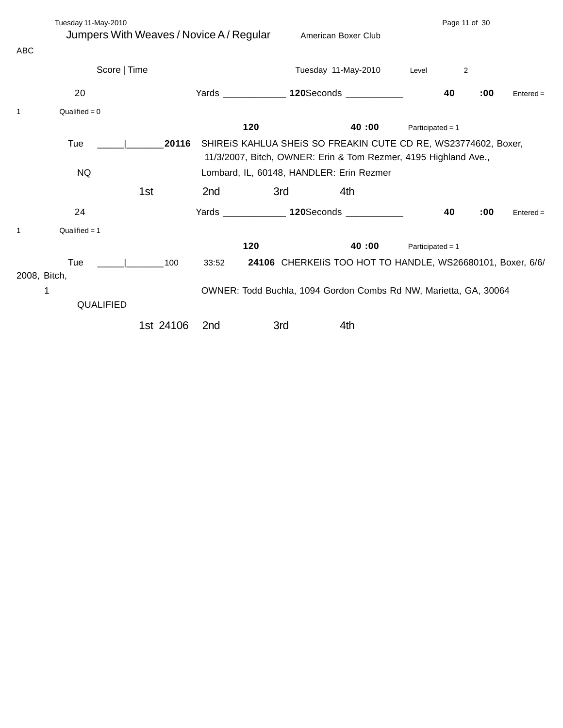Tuesday 11-May-2010

## Jumpers With Weaves / Novice A / Regular

American Boxer Club

ABC

Score | Time

Tuesday 11-May-2010 Level 2

20 Yards ____________ **120** Seconds ___________ **40** **:00** Entered = 1 Qualified = 0

**120** **40 :00** Participated = 1

Tue _____|_______ **20116** SHIREíS KAHLUA SHEíS SO FREAKIN CUTE CD RE, WS23774602, Boxer, 11/3/2007, Bitch, OWNER: Erin & Tom Rezmer, 4195 Highland Ave., Lombard, IL, 60148, HANDLER: Erin Rezmer

NQ

1st 2nd 3rd 4th

24 Yards ____________ **120** Seconds ___________ **40** **:00** Entered = 1 Qualified = 1

**120** **40 :00** Participated = 1

Tue _____|_______ 100 33:52 **24106** CHERKEIíS TOO HOT TO HANDLE, WS26680101, Boxer, 6/6/2008, Bitch, OWNER: Todd Buchla, 1094 Gordon Combs Rd NW, Marietta, GA, 30064

1

QUALIFIED

1st 24106 2nd 3rd 4th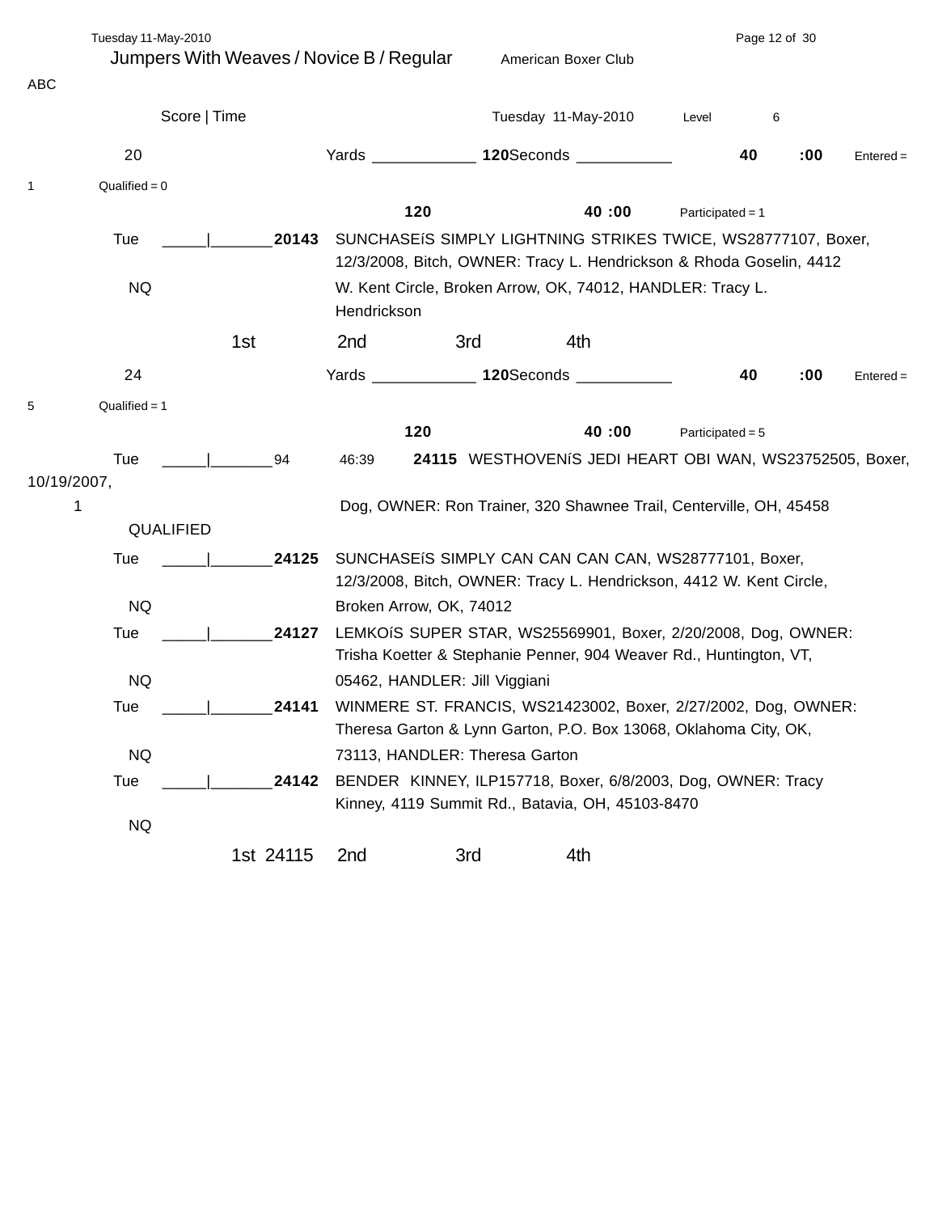# Jumpers With Weaves / Novice B / Regular

American Boxer Club

ABC

Score | Time

Tuesday 11-May-2010 Level 6

20 Yards ____________ **120** Seconds ___________ **40 :00** Entered = 1 Qualified = 0

**120** **40 :00** Participated = 1

Tue _____|_______**20143** SUNCHASEíS SIMPLY LIGHTNING STRIKES TWICE, WS28777107, Boxer, 12/3/2008, Bitch, OWNER: Tracy L. Hendrickson & Rhoda Goselin, 4412 W. Kent Circle, Broken Arrow, OK, 74012, HANDLER: Tracy L. Hendrickson

NQ

1st 2nd 3rd 4th

24 Yards ____________ **120** Seconds ___________ **40 :00** Entered = 5 Qualified = 1

**120** **40 :00** Participated = 5

Tue _____|_______94 46:39 **24115** WESTHOVENíS JEDI HEART OBI WAN, WS23752505, Boxer, 10/19/2007, Dog, OWNER: Ron Trainer, 320 Shawnee Trail, Centerville, OH, 45458

1

QUALIFIED

Tue _____|_______**24125** SUNCHASEíS SIMPLY CAN CAN CAN CAN, WS28777101, Boxer, 12/3/2008, Bitch, OWNER: Tracy L. Hendrickson, 4412 W. Kent Circle, Broken Arrow, OK, 74012

NQ

Tue _____|_______**24127** LEMKOíS SUPER STAR, WS25569901, Boxer, 2/20/2008, Dog, OWNER: Trisha Koetter & Stephanie Penner, 904 Weaver Rd., Huntington, VT, 05462, HANDLER: Jill Viggiani

NQ

Tue _____|_______**24141** WINMERE ST. FRANCIS, WS21423002, Boxer, 2/27/2002, Dog, OWNER: Theresa Garton & Lynn Garton, P.O. Box 13068, Oklahoma City, OK, 73113, HANDLER: Theresa Garton

NQ

Tue _____|_______**24142** BENDER KINNEY, ILP157718, Boxer, 6/8/2003, Dog, OWNER: Tracy Kinney, 4119 Summit Rd., Batavia, OH, 45103-8470

NQ

1st 24115 2nd 3rd 4th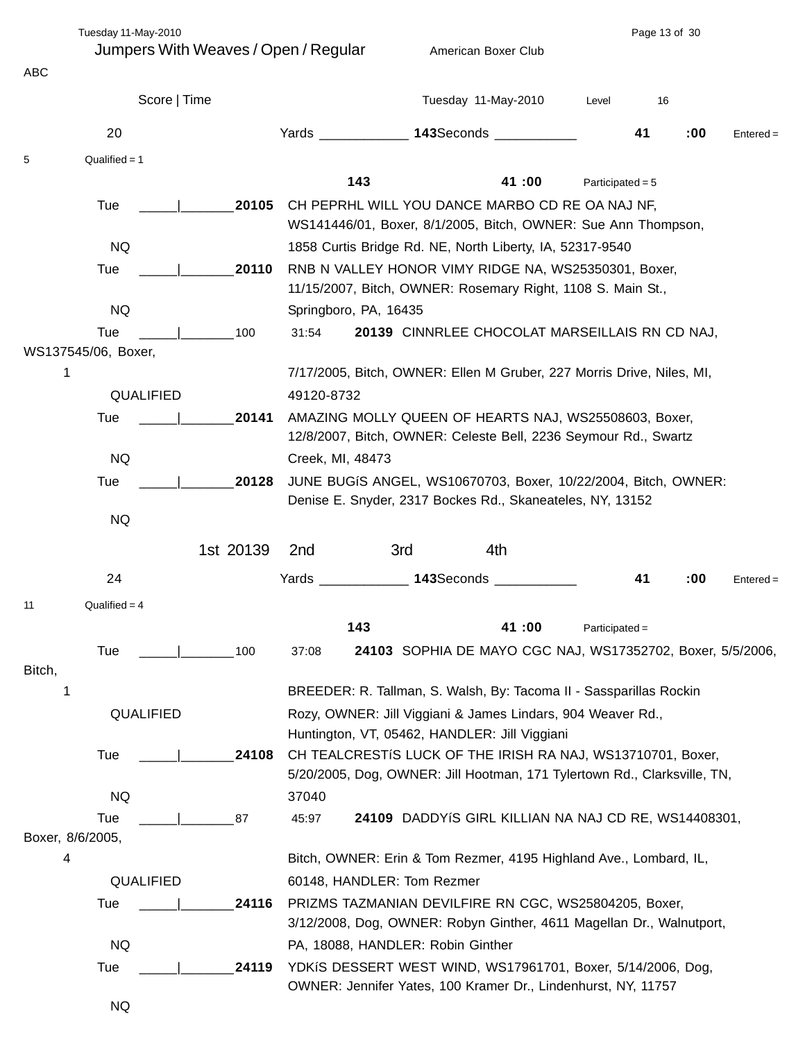# Jumpers With Weaves / Open / Regular

American Boxer Club

ABC

Score | Time — Tuesday 11-May-2010 — Level 16

## 20

Yards 143 — Seconds 41 :00 — Entered = 5 — Qualified = 1

143 — 41 :00 — Participated = 5

Tue _____|_______ **20105** CH PEPRHL WILL YOU DANCE MARBO CD RE OA NAJ NF, WS141446/01, Boxer, 8/1/2005, Bitch, OWNER: Sue Ann Thompson, 1858 Curtis Bridge Rd. NE, North Liberty, IA, 52317-9540
NQ

Tue _____|_______ **20110** RNB N VALLEY HONOR VIMY RIDGE NA, WS25350301, Boxer, 11/15/2007, Bitch, OWNER: Rosemary Right, 1108 S. Main St., Springboro, PA, 16435
NQ

Tue _____|_______ 100 31:54 **20139** CINNRLEE CHOCOLAT MARSEILLAIS RN CD NAJ, WS137545/06, Boxer, 7/17/2005, Bitch, OWNER: Ellen M Gruber, 227 Morris Drive, Niles, MI, 49120-8732
1
QUALIFIED

Tue _____|_______ **20141** AMAZING MOLLY QUEEN OF HEARTS NAJ, WS25508603, Boxer, 12/8/2007, Bitch, OWNER: Celeste Bell, 2236 Seymour Rd., Swartz Creek, MI, 48473
NQ

Tue _____|_______ **20128** JUNE BUGíS ANGEL, WS10670703, Boxer, 10/22/2004, Bitch, OWNER: Denise E. Snyder, 2317 Bockes Rd., Skaneateles, NY, 13152
NQ

1st 20139 — 2nd — 3rd — 4th

## 24

Yards 143 — Seconds 41 :00 — Entered = 11 — Qualified = 4

143 — 41 :00 — Participated =

Tue _____|_______ 100 37:08 **24103** SOPHIA DE MAYO CGC NAJ, WS17352702, Boxer, 5/5/2006, Bitch, BREEDER: R. Tallman, S. Walsh, By: Tacoma II - Sassparillas Rockin Rozy, OWNER: Jill Viggiani & James Lindars, 904 Weaver Rd., Huntington, VT, 05462, HANDLER: Jill Viggiani
1
QUALIFIED

Tue _____|_______ **24108** CH TEALCRESTíS LUCK OF THE IRISH RA NAJ, WS13710701, Boxer, 5/20/2005, Dog, OWNER: Jill Hootman, 171 Tylertown Rd., Clarksville, TN, 37040
NQ

Tue _____|_______ 87 45:97 **24109** DADDYíS GIRL KILLIAN NA NAJ CD RE, WS14408301, Boxer, 8/6/2005, Bitch, OWNER: Erin & Tom Rezmer, 4195 Highland Ave., Lombard, IL, 60148, HANDLER: Tom Rezmer
4
QUALIFIED

Tue _____|_______ **24116** PRIZMS TAZMANIAN DEVILFIRE RN CGC, WS25804205, Boxer, 3/12/2008, Dog, OWNER: Robyn Ginther, 4611 Magellan Dr., Walnutport, PA, 18088, HANDLER: Robin Ginther
NQ

Tue _____|_______ **24119** YDKíS DESSERT WEST WIND, WS17961701, Boxer, 5/14/2006, Dog, OWNER: Jennifer Yates, 100 Kramer Dr., Lindenhurst, NY, 11757
NQ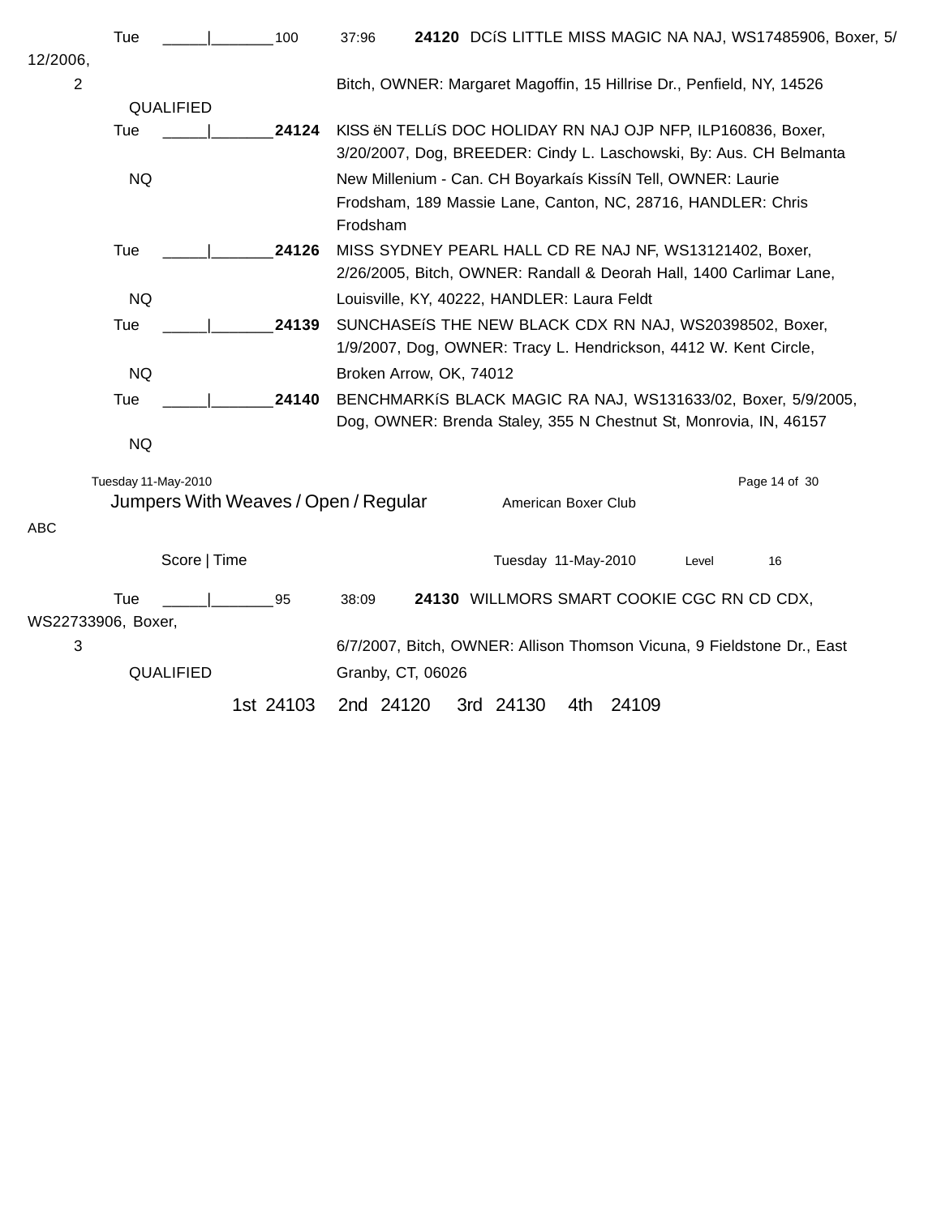Tue _____|_______100 37:96 **24120** DCíS LITTLE MISS MAGIC NA NAJ, WS17485906, Boxer, 5/12/2006,

2 Bitch, OWNER: Margaret Magoffin, 15 Hillrise Dr., Penfield, NY, 14526

QUALIFIED

Tue _____|_______**24124** KISS ëN TELLíS DOC HOLIDAY RN NAJ OJP NFP, ILP160836, Boxer, 3/20/2007, Dog, BREEDER: Cindy L. Laschowski, By: Aus. CH Belmanta New Millenium - Can. CH Boyarkaís KissíN Tell, OWNER: Laurie Frodsham, 189 Massie Lane, Canton, NC, 28716, HANDLER: Chris Frodsham

NQ

Tue _____|_______**24126** MISS SYDNEY PEARL HALL CD RE NAJ NF, WS13121402, Boxer, 2/26/2005, Bitch, OWNER: Randall & Deorah Hall, 1400 Carlimar Lane, Louisville, KY, 40222, HANDLER: Laura Feldt

NQ

Tue _____|_______**24139** SUNCHASEíS THE NEW BLACK CDX RN NAJ, WS20398502, Boxer, 1/9/2007, Dog, OWNER: Tracy L. Hendrickson, 4412 W. Kent Circle, Broken Arrow, OK, 74012

NQ

Tue _____|_______**24140** BENCHMARKíS BLACK MAGIC RA NAJ, WS131633/02, Boxer, 5/9/2005, Dog, OWNER: Brenda Staley, 355 N Chestnut St, Monrovia, IN, 46157

NQ

## Jumpers With Weaves / Open / Regular

American Boxer Club

ABC

Score | Time Tuesday 11-May-2010 Level 16

Tue _____|_______95 38:09 **24130** WILLMORS SMART COOKIE CGC RN CD CDX, WS22733906, Boxer,

3 6/7/2007, Bitch, OWNER: Allison Thomson Vicuna, 9 Fieldstone Dr., East Granby, CT, 06026

QUALIFIED

1st 24103 2nd 24120 3rd 24130 4th 24109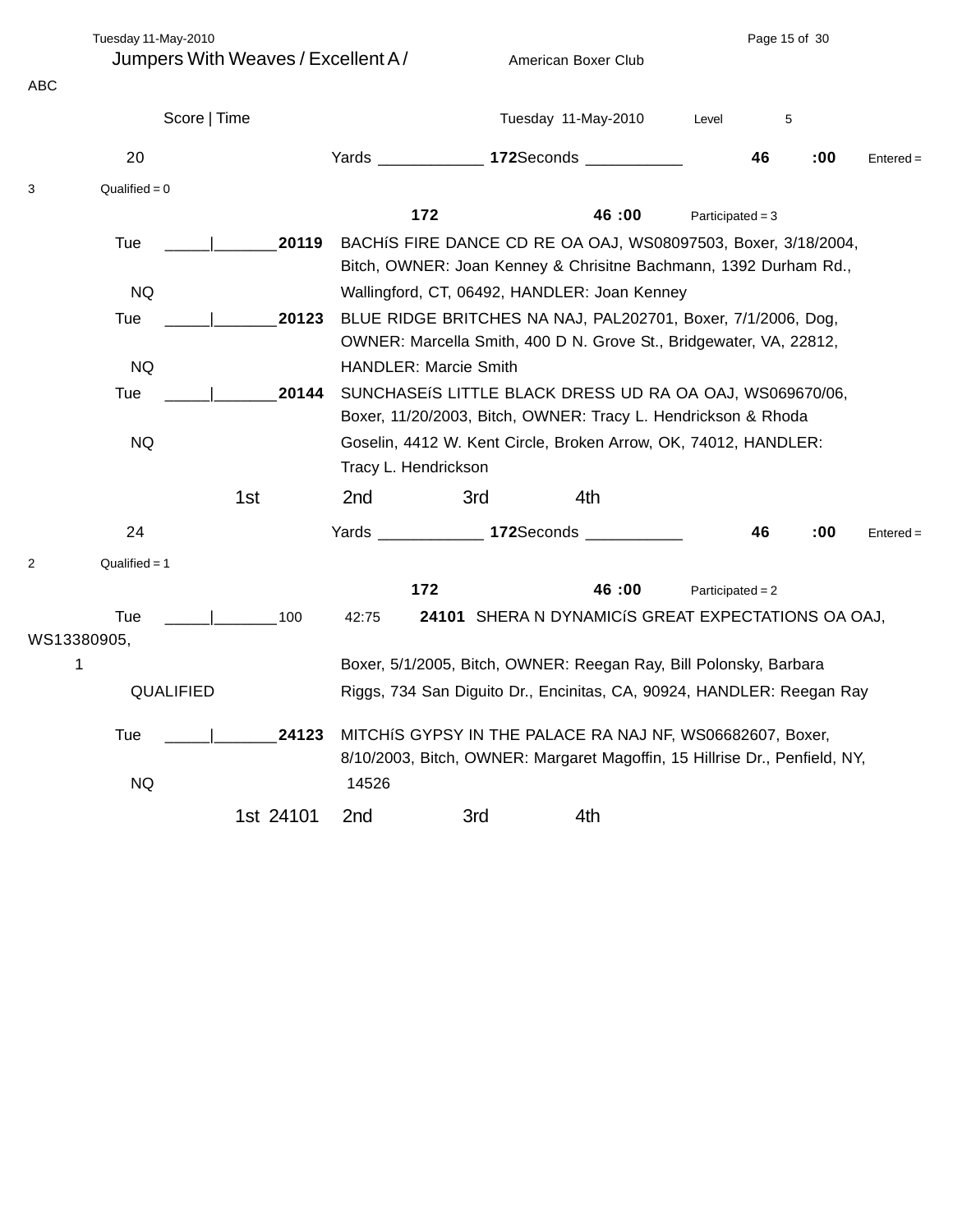## Jumpers With Weaves / Excellent A / ABC

American Boxer Club

Score | Time

Tuesday 11-May-2010 Level 5

**20** Yards ____________ **172** Seconds ___________ **46 :00** Entered = 3 Qualified = 0

**172** **46 :00** Participated = 3

Tue _____|_______ **20119** BACHíS FIRE DANCE CD RE OA OAJ, WS08097503, Boxer, 3/18/2004, Bitch, OWNER: Joan Kenney & Chrisitne Bachmann, 1392 Durham Rd., Wallingford, CT, 06492, HANDLER: Joan Kenney

NQ

Tue _____|_______ **20123** BLUE RIDGE BRITCHES NA NAJ, PAL202701, Boxer, 7/1/2006, Dog, OWNER: Marcella Smith, 400 D N. Grove St., Bridgewater, VA, 22812, HANDLER: Marcie Smith

NQ

Tue _____|_______ **20144** SUNCHASEíS LITTLE BLACK DRESS UD RA OA OAJ, WS069670/06, Boxer, 11/20/2003, Bitch, OWNER: Tracy L. Hendrickson & Rhoda Goselin, 4412 W. Kent Circle, Broken Arrow, OK, 74012, HANDLER: Tracy L. Hendrickson

NQ

1st 2nd 3rd 4th

**24** Yards ____________ **172** Seconds ___________ **46 :00** Entered = 2 Qualified = 1

**172** **46 :00** Participated = 2

Tue _____|_______ 100 42:75 **24101** SHERA N DYNAMICíS GREAT EXPECTATIONS OA OAJ, WS13380905, Boxer, 5/1/2005, Bitch, OWNER: Reegan Ray, Bill Polonsky, Barbara Riggs, 734 San Diguito Dr., Encinitas, CA, 90924, HANDLER: Reegan Ray

1

QUALIFIED

Tue _____|_______ **24123** MITCHíS GYPSY IN THE PALACE RA NAJ NF, WS06682607, Boxer, 8/10/2003, Bitch, OWNER: Margaret Magoffin, 15 Hillrise Dr., Penfield, NY, 14526

NQ

1st 24101 2nd 3rd 4th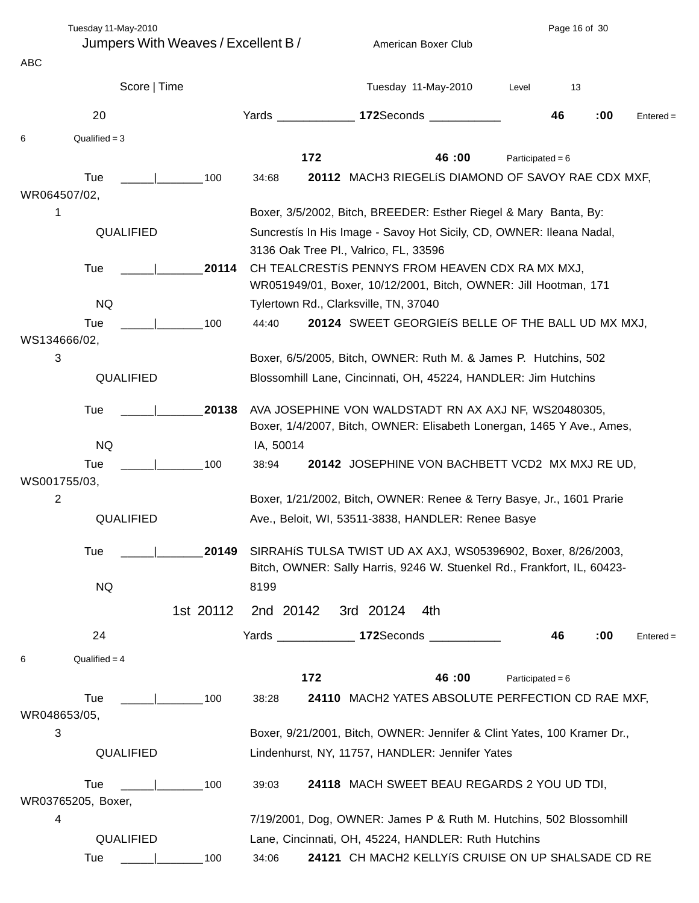Jumpers With Weaves / Excellent B / American Boxer Club

ABC

Score | Time Tuesday 11-May-2010 Level 13

20 Yards ____________ **172** Seconds ___________ **46** **:00** Entered = 6 Qualified = 3

**172** **46 :00** Participated = 6

Tue _____|_______100 34:68 **20112** MACH3 RIEGELíS DIAMOND OF SAVOY RAE CDX MXF, WR064507/02,
1 Boxer, 3/5/2002, Bitch, BREEDER: Esther Riegel & Mary Banta, By:
QUALIFIED Suncrestís In His Image - Savoy Hot Sicily, CD, OWNER: Ileana Nadal, 3136 Oak Tree Pl., Valrico, FL, 33596

Tue _____|_______**20114** CH TEALCRESTíS PENNYS FROM HEAVEN CDX RA MX MXJ, WR051949/01, Boxer, 10/12/2001, Bitch, OWNER: Jill Hootman, 171
NQ Tylertown Rd., Clarksville, TN, 37040

Tue _____|_______100 44:40 **20124** SWEET GEORGIEíS BELLE OF THE BALL UD MX MXJ, WS134666/02,
3 Boxer, 6/5/2005, Bitch, OWNER: Ruth M. & James P. Hutchins, 502
QUALIFIED Blossomhill Lane, Cincinnati, OH, 45224, HANDLER: Jim Hutchins

Tue _____|_______**20138** AVA JOSEPHINE VON WALDSTADT RN AX AXJ NF, WS20480305, Boxer, 1/4/2007, Bitch, OWNER: Elisabeth Lonergan, 1465 Y Ave., Ames,
NQ IA, 50014

Tue _____|_______100 38:94 **20142** JOSEPHINE VON BACHBETT VCD2 MX MXJ RE UD, WS001755/03,
2 Boxer, 1/21/2002, Bitch, OWNER: Renee & Terry Basye, Jr., 1601 Prarie
QUALIFIED Ave., Beloit, WI, 53511-3838, HANDLER: Renee Basye

Tue _____|_______**20149** SIRRAHíS TULSA TWIST UD AX AXJ, WS05396902, Boxer, 8/26/2003, Bitch, OWNER: Sally Harris, 9246 W. Stuenkel Rd., Frankfort, IL, 60423-
NQ 8199

1st 20112 2nd 20142 3rd 20124 4th

24 Yards ____________ **172** Seconds ___________ **46** **:00** Entered = 6 Qualified = 4

**172** **46 :00** Participated = 6

Tue _____|_______100 38:28 **24110** MACH2 YATES ABSOLUTE PERFECTION CD RAE MXF, WR048653/05,
3 Boxer, 9/21/2001, Bitch, OWNER: Jennifer & Clint Yates, 100 Kramer Dr.,
QUALIFIED Lindenhurst, NY, 11757, HANDLER: Jennifer Yates

Tue _____|_______100 39:03 **24118** MACH SWEET BEAU REGARDS 2 YOU UD TDI, WR03765205, Boxer,
4 7/19/2001, Dog, OWNER: James P & Ruth M. Hutchins, 502 Blossomhill
QUALIFIED Lane, Cincinnati, OH, 45224, HANDLER: Ruth Hutchins

Tue _____|_______100 34:06 **24121** CH MACH2 KELLYíS CRUISE ON UP SHALSADE CD RE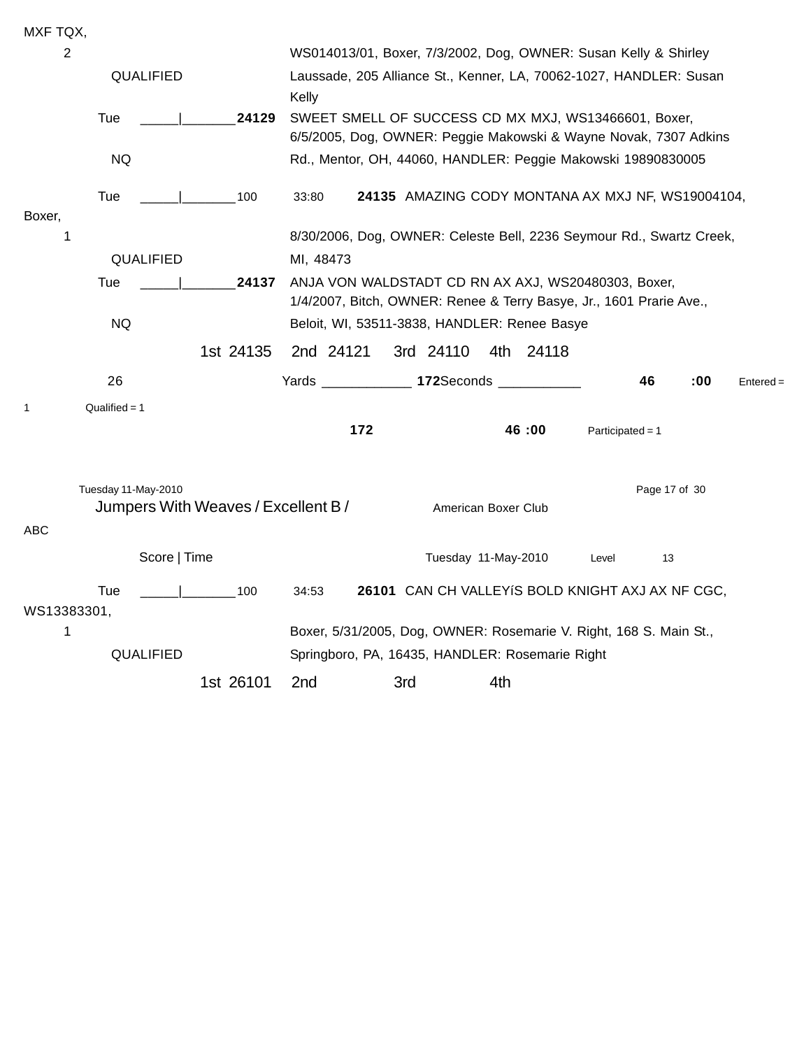MXF TQX,

2 WS014013/01, Boxer, 7/3/2002, Dog, OWNER: Susan Kelly & Shirley

QUALIFIED Laussade, 205 Alliance St., Kenner, LA, 70062-1027, HANDLER: Susan Kelly

Tue _____|_______**24129** SWEET SMELL OF SUCCESS CD MX MXJ, WS13466601, Boxer, 6/5/2005, Dog, OWNER: Peggie Makowski & Wayne Novak, 7307 Adkins

NQ Rd., Mentor, OH, 44060, HANDLER: Peggie Makowski 19890830005

Tue _____|_______100 33:80 **24135** AMAZING CODY MONTANA AX MXJ NF, WS19004104, Boxer,

1 8/30/2006, Dog, OWNER: Celeste Bell, 2236 Seymour Rd., Swartz Creek,

QUALIFIED MI, 48473

Tue _____|_______**24137** ANJA VON WALDSTADT CD RN AX AXJ, WS20480303, Boxer, 1/4/2007, Bitch, OWNER: Renee & Terry Basye, Jr., 1601 Prarie Ave.,

NQ Beloit, WI, 53511-3838, HANDLER: Renee Basye

1st 24135 2nd 24121 3rd 24110 4th 24118

26 Yards ____________ **172**Seconds ___________ **46** **:00** Entered =

1 Qualified = 1

**172** **46 :00** Participated = 1

Tuesday 11-May-2010

## Jumpers With Weaves / Excellent B /

American Boxer Club

ABC

Score | Time Tuesday 11-May-2010 Level 13

Tue _____|_______100 34:53 **26101** CAN CH VALLEYíS BOLD KNIGHT AXJ AX NF CGC, WS13383301,

1 Boxer, 5/31/2005, Dog, OWNER: Rosemarie V. Right, 168 S. Main St.,

QUALIFIED Springboro, PA, 16435, HANDLER: Rosemarie Right

1st 26101 2nd 3rd 4th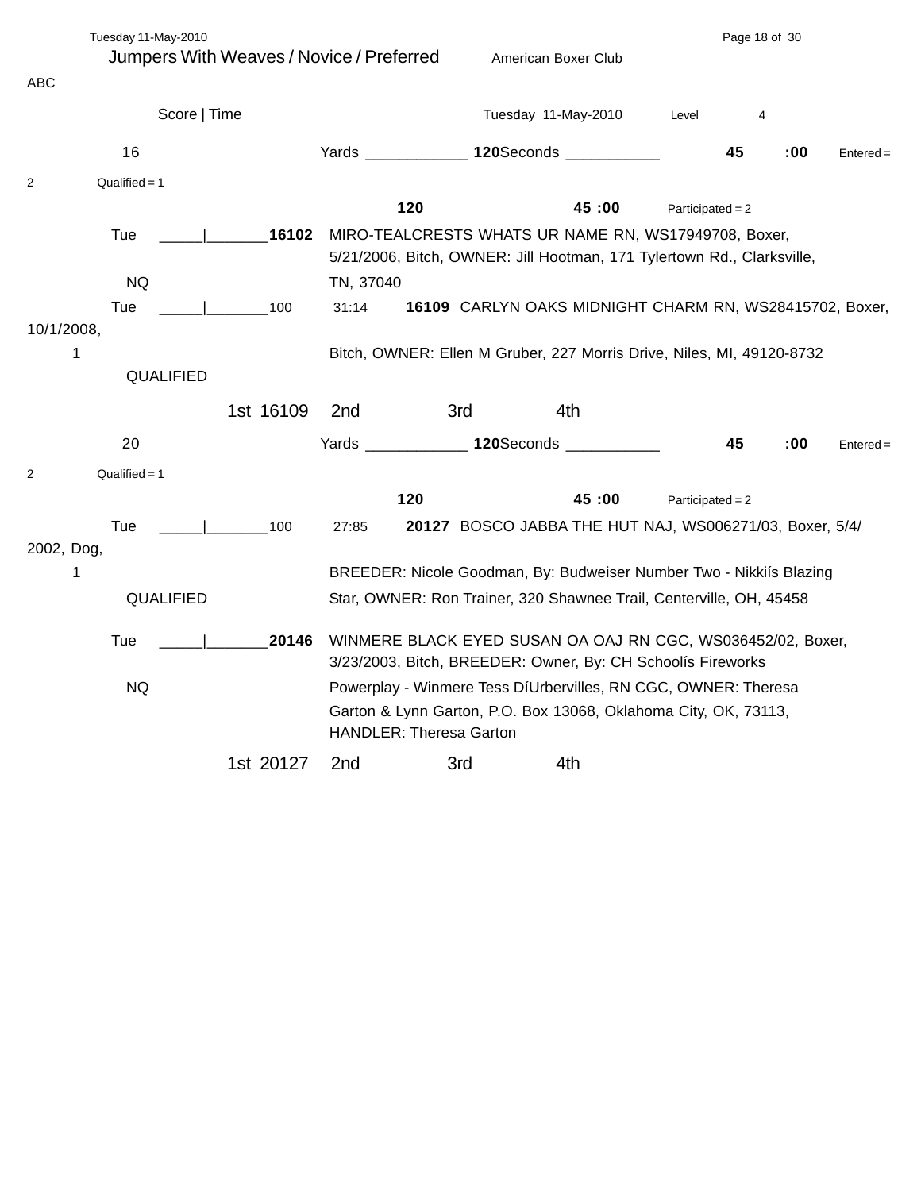## Jumpers With Weaves / Novice / Preferred

American Boxer Club

ABC

Score | Time

Tuesday 11-May-2010 Level 4

16 Yards ____________ **120** Seconds ___________ **45 :00** Entered = 2 Qualified = 1

**120** **45 :00** Participated = 2

Tue _____|_______ **16102** MIRO-TEALCRESTS WHATS UR NAME RN, WS17949708, Boxer, 5/21/2006, Bitch, OWNER: Jill Hootman, 171 Tylertown Rd., Clarksville, TN, 37040

NQ

Tue _____|_______100 31:14 **16109** CARLYN OAKS MIDNIGHT CHARM RN, WS28415702, Boxer, 10/1/2008, Bitch, OWNER: Ellen M Gruber, 227 Morris Drive, Niles, MI, 49120-8732

1

QUALIFIED

1st 16109 2nd 3rd 4th

20 Yards ____________ **120** Seconds ___________ **45 :00** Entered = 2 Qualified = 1

**120** **45 :00** Participated = 2

Tue _____|_______100 27:85 **20127** BOSCO JABBA THE HUT NAJ, WS006271/03, Boxer, 5/4/2002, Dog, BREEDER: Nicole Goodman, By: Budweiser Number Two - Nikkiís Blazing Star, OWNER: Ron Trainer, 320 Shawnee Trail, Centerville, OH, 45458

1

QUALIFIED

Tue _____|_______ **20146** WINMERE BLACK EYED SUSAN OA OAJ RN CGC, WS036452/02, Boxer, 3/23/2003, Bitch, BREEDER: Owner, By: CH Schoolís Fireworks Powerplay - Winmere Tess DíUrbervilles, RN CGC, OWNER: Theresa Garton & Lynn Garton, P.O. Box 13068, Oklahoma City, OK, 73113, HANDLER: Theresa Garton

NQ

1st 20127 2nd 3rd 4th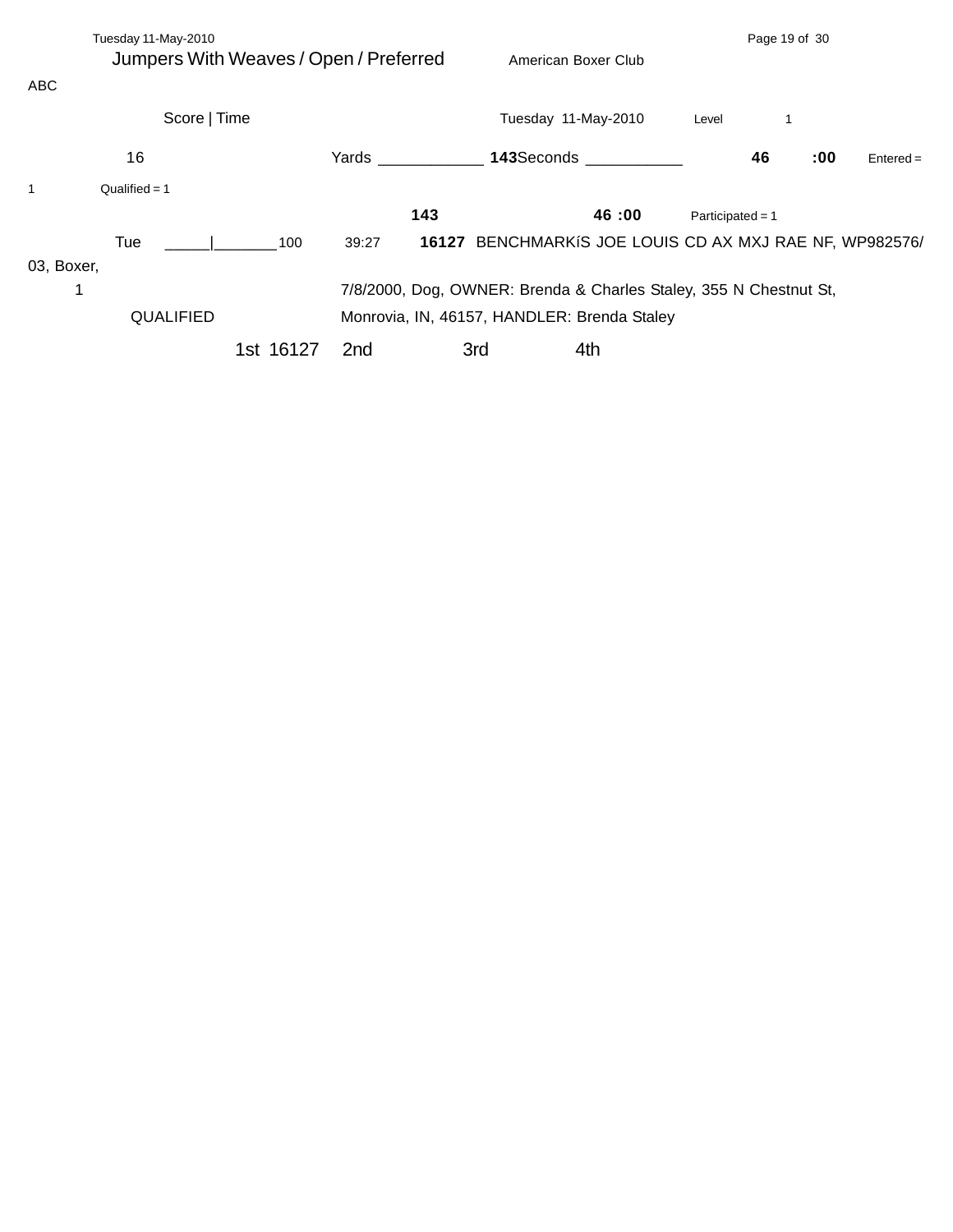## Jumpers With Weaves / Open / Preferred

American Boxer Club

ABC

Score | Time

Tuesday 11-May-2010 Level 1

16 Yards ____________ **143** Seconds ___________ **46 :00** Entered = 1 Qualified = 1

**143** **46 :00** Participated = 1

Tue _____|_______ 100 39:27 **16127** BENCHMARKíS JOE LOUIS CD AX MXJ RAE NF, WP982576/03, Boxer,

1 7/8/2000, Dog, OWNER: Brenda & Charles Staley, 355 N Chestnut St,

QUALIFIED Monrovia, IN, 46157, HANDLER: Brenda Staley

1st 16127 2nd 3rd 4th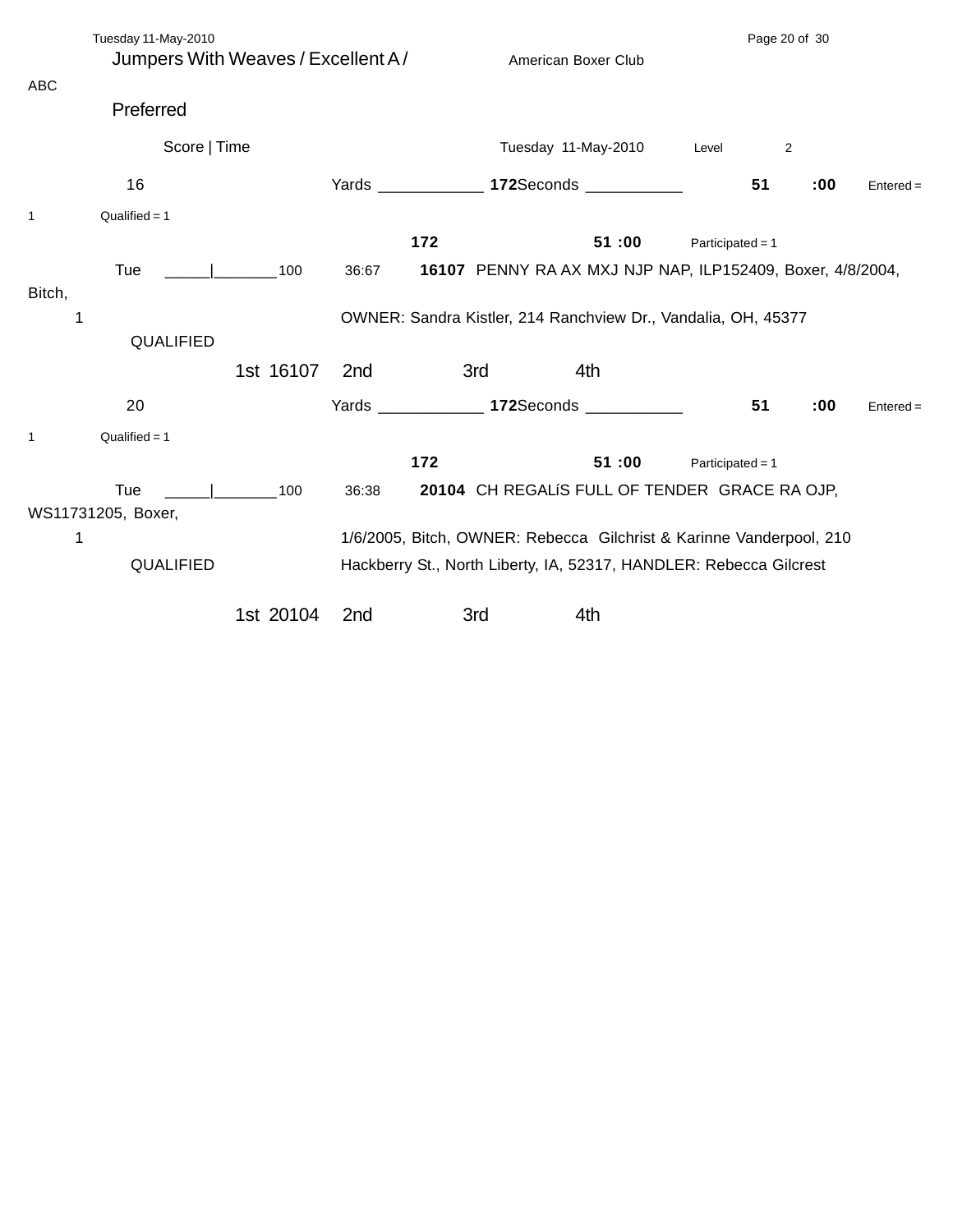## Jumpers With Weaves / Excellent A / Preferred

American Boxer Club

ABC

Score | Time

Tuesday 11-May-2010 Level 2

**16** Yards ____________ **172** Seconds ___________ **51 :00** Entered = 1 Qualified = 1

**172** **51 :00** Participated = 1

Tue _____|_______100 36:67 **16107** PENNY RA AX MXJ NJP NAP, ILP152409, Boxer, 4/8/2004, Bitch,

1 OWNER: Sandra Kistler, 214 Ranchview Dr., Vandalia, OH, 45377

QUALIFIED

1st 16107 2nd 3rd 4th

**20** Yards ____________ **172** Seconds ___________ **51 :00** Entered = 1 Qualified = 1

**172** **51 :00** Participated = 1

Tue _____|_______100 36:38 **20104** CH REGALíS FULL OF TENDER GRACE RA OJP, WS11731205, Boxer,

1 1/6/2005, Bitch, OWNER: Rebecca Gilchrist & Karinne Vanderpool, 210

QUALIFIED Hackberry St., North Liberty, IA, 52317, HANDLER: Rebecca Gilcrest

1st 20104 2nd 3rd 4th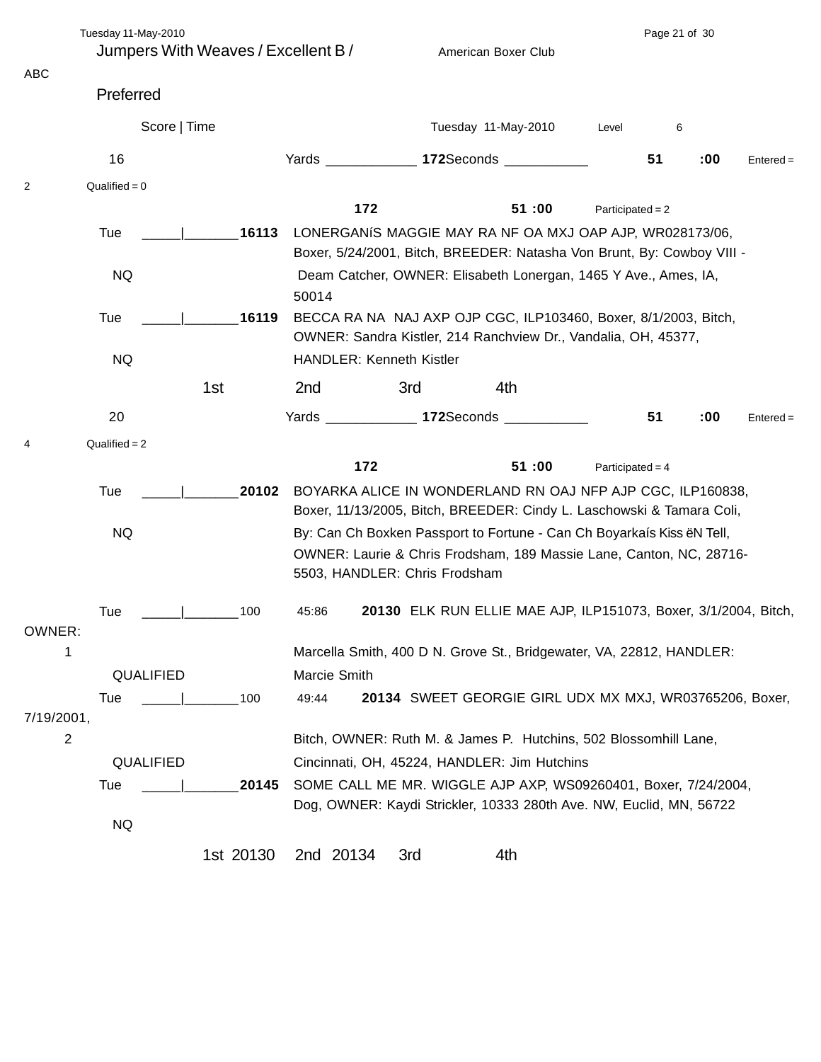## Jumpers With Weaves / Excellent B / Preferred

American Boxer Club

ABC

Score | Time — Tuesday 11-May-2010 — Level 6

**16** — Yards ____________ **172** Seconds ___________ **51 :00** — Entered = 2, Qualified = 0

**172** — **51 :00** — Participated = 2

Tue _____|_______**16113** LONERGANíS MAGGIE MAY RA NF OA MXJ OAP AJP, WR028173/06, Boxer, 5/24/2001, Bitch, BREEDER: Natasha Von Brunt, By: Cowboy VIII - Deam Catcher, OWNER: Elisabeth Lonergan, 1465 Y Ave., Ames, IA, 50014
NQ

Tue _____|_______**16119** BECCA RA NA NAJ AXP OJP CGC, ILP103460, Boxer, 8/1/2003, Bitch, OWNER: Sandra Kistler, 214 Ranchview Dr., Vandalia, OH, 45377, HANDLER: Kenneth Kistler
NQ

1st — 2nd — 3rd — 4th

**20** — Yards ____________ **172** Seconds ___________ **51 :00** — Entered = 4, Qualified = 2

**172** — **51 :00** — Participated = 4

Tue _____|_______**20102** BOYARKA ALICE IN WONDERLAND RN OAJ NFP AJP CGC, ILP160838, Boxer, 11/13/2005, Bitch, BREEDER: Cindy L. Laschowski & Tamara Coli, By: Can Ch Boxken Passport to Fortune - Can Ch Boyarkaís Kiss ëN Tell, OWNER: Laurie & Chris Frodsham, 189 Massie Lane, Canton, NC, 28716-5503, HANDLER: Chris Frodsham
NQ

Tue _____|_______100 45:86 **20130** ELK RUN ELLIE MAE AJP, ILP151073, Boxer, 3/1/2004, Bitch, OWNER: Marcella Smith, 400 D N. Grove St., Bridgewater, VA, 22812, HANDLER: Marcie Smith
1
QUALIFIED

Tue _____|_______100 49:44 **20134** SWEET GEORGIE GIRL UDX MX MXJ, WR03765206, Boxer, 7/19/2001, Bitch, OWNER: Ruth M. & James P. Hutchins, 502 Blossomhill Lane, Cincinnati, OH, 45224, HANDLER: Jim Hutchins
2
QUALIFIED

Tue _____|_______**20145** SOME CALL ME MR. WIGGLE AJP AXP, WS09260401, Boxer, 7/24/2004, Dog, OWNER: Kaydi Strickler, 10333 280th Ave. NW, Euclid, MN, 56722
NQ

1st 20130 — 2nd 20134 — 3rd — 4th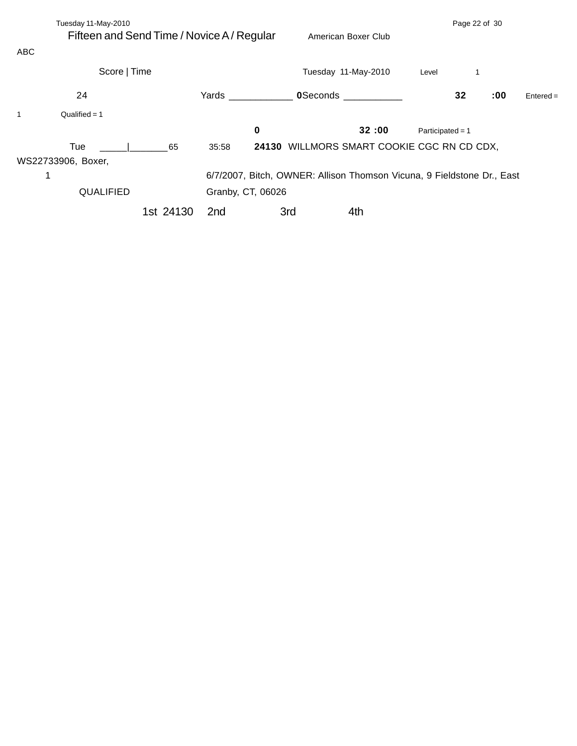Tuesday 11-May-2010

Fifteen and Send Time / Novice A / Regular

American Boxer Club

ABC

Score | Time

Tuesday 11-May-2010 Level 1

24 Yards ____________ **0**Seconds ___________ **32** **:00** Entered = 1 Qualified = 1

**0** **32 :00** Participated = 1

Tue _____|_______65 35:58 **24130** WILLMORS SMART COOKIE CGC RN CD CDX, WS22733906, Boxer,

1 6/7/2007, Bitch, OWNER: Allison Thomson Vicuna, 9 Fieldstone Dr., East

QUALIFIED Granby, CT, 06026

1st 24130 2nd 3rd 4th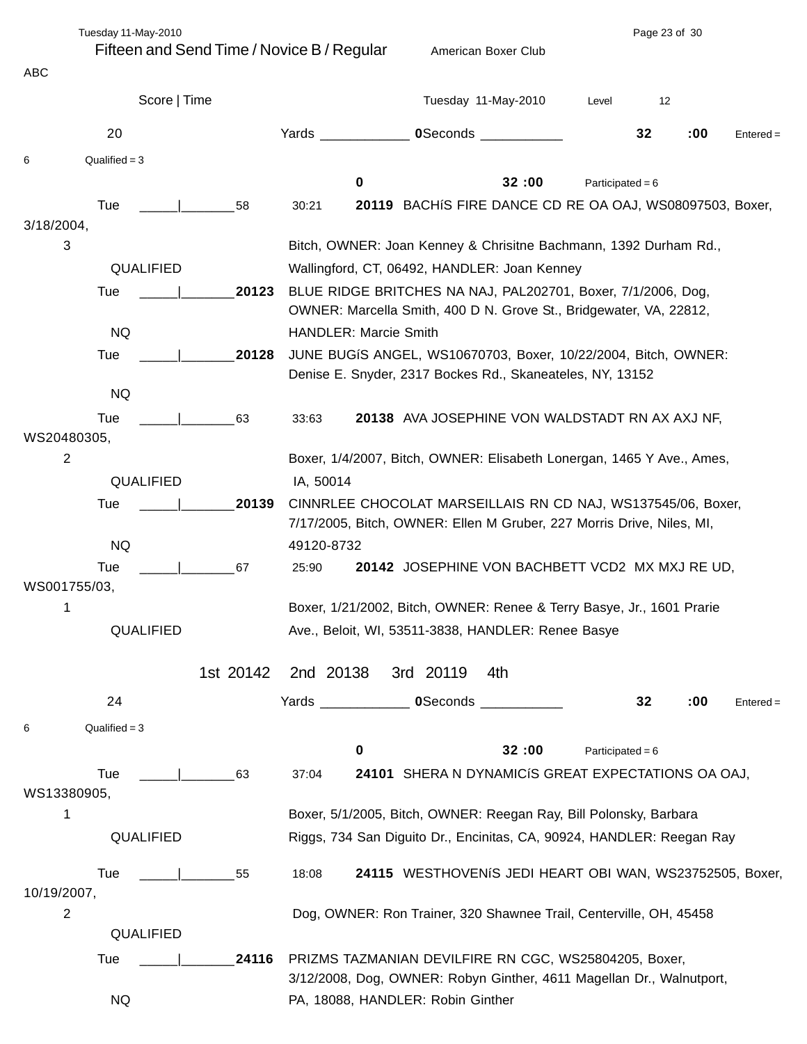Fifteen and Send Time / Novice B / Regular — American Boxer Club

ABC

Score | Time — Tuesday 11-May-2010 — Level 12

**20** — Yards ____________ **0** Seconds ___________ **32 :00** — Entered = 6 — Qualified = 3

**0** — **32 :00** — Participated = 6

Tue _____|_______58 — 30:21 — **20119** BACHíS FIRE DANCE CD RE OA OAJ, WS08097503, Boxer, 3/18/2004, Bitch, OWNER: Joan Kenney & Chrisitne Bachmann, 1392 Durham Rd., Wallingford, CT, 06492, HANDLER: Joan Kenney
3
QUALIFIED

Tue _____|_______**20123** BLUE RIDGE BRITCHES NA NAJ, PAL202701, Boxer, 7/1/2006, Dog, OWNER: Marcella Smith, 400 D N. Grove St., Bridgewater, VA, 22812, HANDLER: Marcie Smith
NQ

Tue _____|_______**20128** JUNE BUGíS ANGEL, WS10670703, Boxer, 10/22/2004, Bitch, OWNER: Denise E. Snyder, 2317 Bockes Rd., Skaneateles, NY, 13152
NQ

Tue _____|_______63 — 33:63 — **20138** AVA JOSEPHINE VON WALDSTADT RN AX AXJ NF, WS20480305, Boxer, 1/4/2007, Bitch, OWNER: Elisabeth Lonergan, 1465 Y Ave., Ames, IA, 50014
2
QUALIFIED

Tue _____|_______**20139** CINNRLEE CHOCOLAT MARSEILLAIS RN CD NAJ, WS137545/06, Boxer, 7/17/2005, Bitch, OWNER: Ellen M Gruber, 227 Morris Drive, Niles, MI, 49120-8732
NQ

Tue _____|_______67 — 25:90 — **20142** JOSEPHINE VON BACHBETT VCD2 MX MXJ RE UD, WS001755/03, Boxer, 1/21/2002, Bitch, OWNER: Renee & Terry Basye, Jr., 1601 Prarie Ave., Beloit, WI, 53511-3838, HANDLER: Renee Basye
1
QUALIFIED

1st 20142 2nd 20138 3rd 20119 4th

**24** — Yards ____________ **0** Seconds ___________ **32 :00** — Entered = 6 — Qualified = 3

**0** — **32 :00** — Participated = 6

Tue _____|_______63 — 37:04 — **24101** SHERA N DYNAMICíS GREAT EXPECTATIONS OA OAJ, WS13380905, Boxer, 5/1/2005, Bitch, OWNER: Reegan Ray, Bill Polonsky, Barbara Riggs, 734 San Diguito Dr., Encinitas, CA, 90924, HANDLER: Reegan Ray
1
QUALIFIED

Tue _____|_______55 — 18:08 — **24115** WESTHOVENíS JEDI HEART OBI WAN, WS23752505, Boxer, 10/19/2007, Dog, OWNER: Ron Trainer, 320 Shawnee Trail, Centerville, OH, 45458
2
QUALIFIED

Tue _____|_______**24116** PRIZMS TAZMANIAN DEVILFIRE RN CGC, WS25804205, Boxer, 3/12/2008, Dog, OWNER: Robyn Ginther, 4611 Magellan Dr., Walnutport, PA, 18088, HANDLER: Robin Ginther
NQ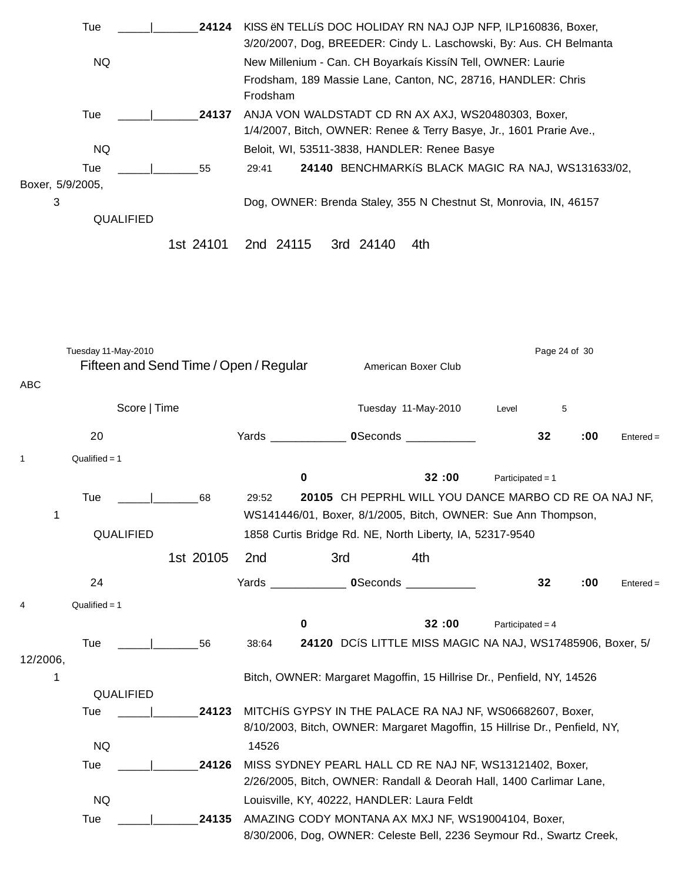Tue _____|_______**24124** KISS ëN TELLíS DOC HOLIDAY RN NAJ OJP NFP, ILP160836, Boxer, 3/20/2007, Dog, BREEDER: Cindy L. Laschowski, By: Aus. CH Belmanta New Millenium - Can. CH Boyarkaís KissíN Tell, OWNER: Laurie Frodsham, 189 Massie Lane, Canton, NC, 28716, HANDLER: Chris Frodsham

NQ

Tue _____|_______**24137** ANJA VON WALDSTADT CD RN AX AXJ, WS20480303, Boxer, 1/4/2007, Bitch, OWNER: Renee & Terry Basye, Jr., 1601 Prarie Ave., Beloit, WI, 53511-3838, HANDLER: Renee Basye

NQ

Tue _____|_______55 29:41 **24140** BENCHMARKíS BLACK MAGIC RA NAJ, WS131633/02, Boxer, 5/9/2005, Dog, OWNER: Brenda Staley, 355 N Chestnut St, Monrovia, IN, 46157

3

QUALIFIED

1st 24101 2nd 24115 3rd 24140 4th

Tuesday 11-May-2010

## Fifteen and Send Time / Open / Regular

American Boxer Club

ABC

Score | Time Tuesday 11-May-2010 Level 5

20 Yards ____________ **0**Seconds ___________ **32 :00** Entered = 1 Qualified = 1

**0** **32 :00** Participated = 1

Tue _____|_______68 29:52 **20105** CH PEPRHL WILL YOU DANCE MARBO CD RE OA NAJ NF, WS141446/01, Boxer, 8/1/2005, Bitch, OWNER: Sue Ann Thompson, 1858 Curtis Bridge Rd. NE, North Liberty, IA, 52317-9540

1

QUALIFIED

1st 20105 2nd 3rd 4th

24 Yards ____________ **0**Seconds ___________ **32 :00** Entered = 4 Qualified = 1

**0** **32 :00** Participated = 4

Tue _____|_______56 38:64 **24120** DCíS LITTLE MISS MAGIC NA NAJ, WS17485906, Boxer, 5/12/2006, Bitch, OWNER: Margaret Magoffin, 15 Hillrise Dr., Penfield, NY, 14526

1

QUALIFIED

Tue _____|_______**24123** MITCHíS GYPSY IN THE PALACE RA NAJ NF, WS06682607, Boxer, 8/10/2003, Bitch, OWNER: Margaret Magoffin, 15 Hillrise Dr., Penfield, NY, 14526

NQ

Tue _____|_______**24126** MISS SYDNEY PEARL HALL CD RE NAJ NF, WS13121402, Boxer, 2/26/2005, Bitch, OWNER: Randall & Deorah Hall, 1400 Carlimar Lane, Louisville, KY, 40222, HANDLER: Laura Feldt

NQ

Tue _____|_______**24135** AMAZING CODY MONTANA AX MXJ NF, WS19004104, Boxer, 8/30/2006, Dog, OWNER: Celeste Bell, 2236 Seymour Rd., Swartz Creek,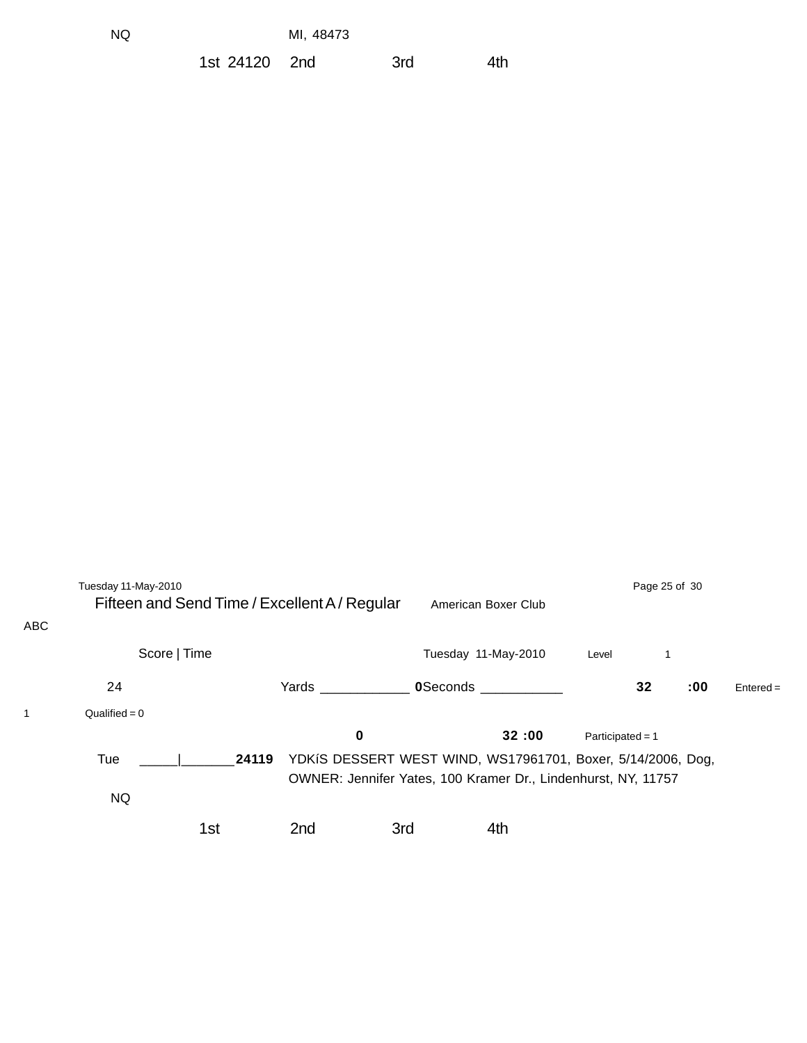NQ MI, 48473

1st 24120 2nd 3rd 4th

Fifteen and Send Time / Excellent A / Regular American Boxer Club

ABC

Score | Time Tuesday 11-May-2010 Level 1

24 Yards ____________ 0 Seconds ___________ **32** **:00** Entered = 1 Qualified = 0

**0** **32 :00** Participated = 1

Tue _____|_______**24119** YDKíS DESSERT WEST WIND, WS17961701, Boxer, 5/14/2006, Dog, OWNER: Jennifer Yates, 100 Kramer Dr., Lindenhurst, NY, 11757

NQ

1st 2nd 3rd 4th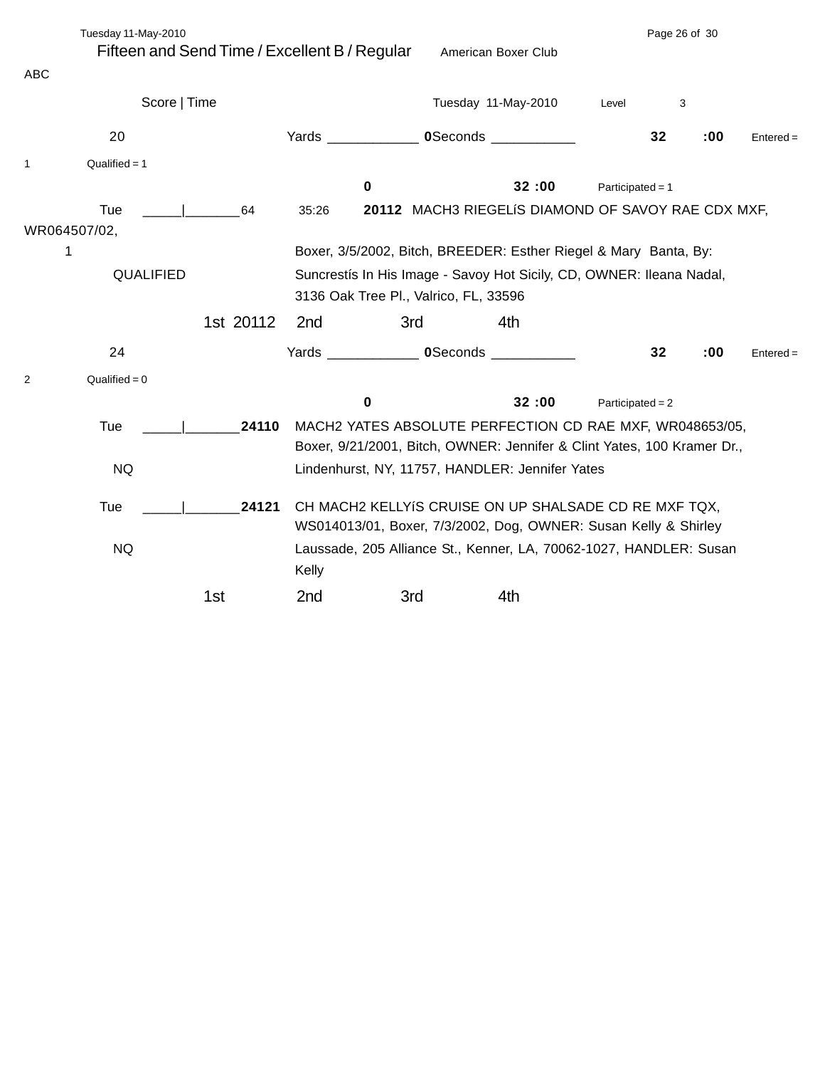Fifteen and Send Time / Excellent B / Regular    American Boxer Club

ABC

Score | Time    Tuesday 11-May-2010    Level 3

20    Yards ____________ **0** Seconds ___________    **32** **:00**    Entered = 1    Qualified = 1

**0**    **32 :00**    Participated = 1

Tue _____|_______64    35:26    **20112** MACH3 RIEGELíS DIAMOND OF SAVOY RAE CDX MXF, WR064507/02,

1    Boxer, 3/5/2002, Bitch, BREEDER: Esther Riegel & Mary Banta, By:

QUALIFIED    Suncrestís In His Image - Savoy Hot Sicily, CD, OWNER: Ileana Nadal, 3136 Oak Tree Pl., Valrico, FL, 33596

1st 20112    2nd    3rd    4th

24    Yards ____________ **0** Seconds ___________    **32** **:00**    Entered = 2    Qualified = 0

**0**    **32 :00**    Participated = 2

Tue _____|_______**24110**    MACH2 YATES ABSOLUTE PERFECTION CD RAE MXF, WR048653/05, Boxer, 9/21/2001, Bitch, OWNER: Jennifer & Clint Yates, 100 Kramer Dr.,

NQ    Lindenhurst, NY, 11757, HANDLER: Jennifer Yates

Tue _____|_______**24121**    CH MACH2 KELLYíS CRUISE ON UP SHALSADE CD RE MXF TQX, WS014013/01, Boxer, 7/3/2002, Dog, OWNER: Susan Kelly & Shirley

NQ    Laussade, 205 Alliance St., Kenner, LA, 70062-1027, HANDLER: Susan Kelly

1st    2nd    3rd    4th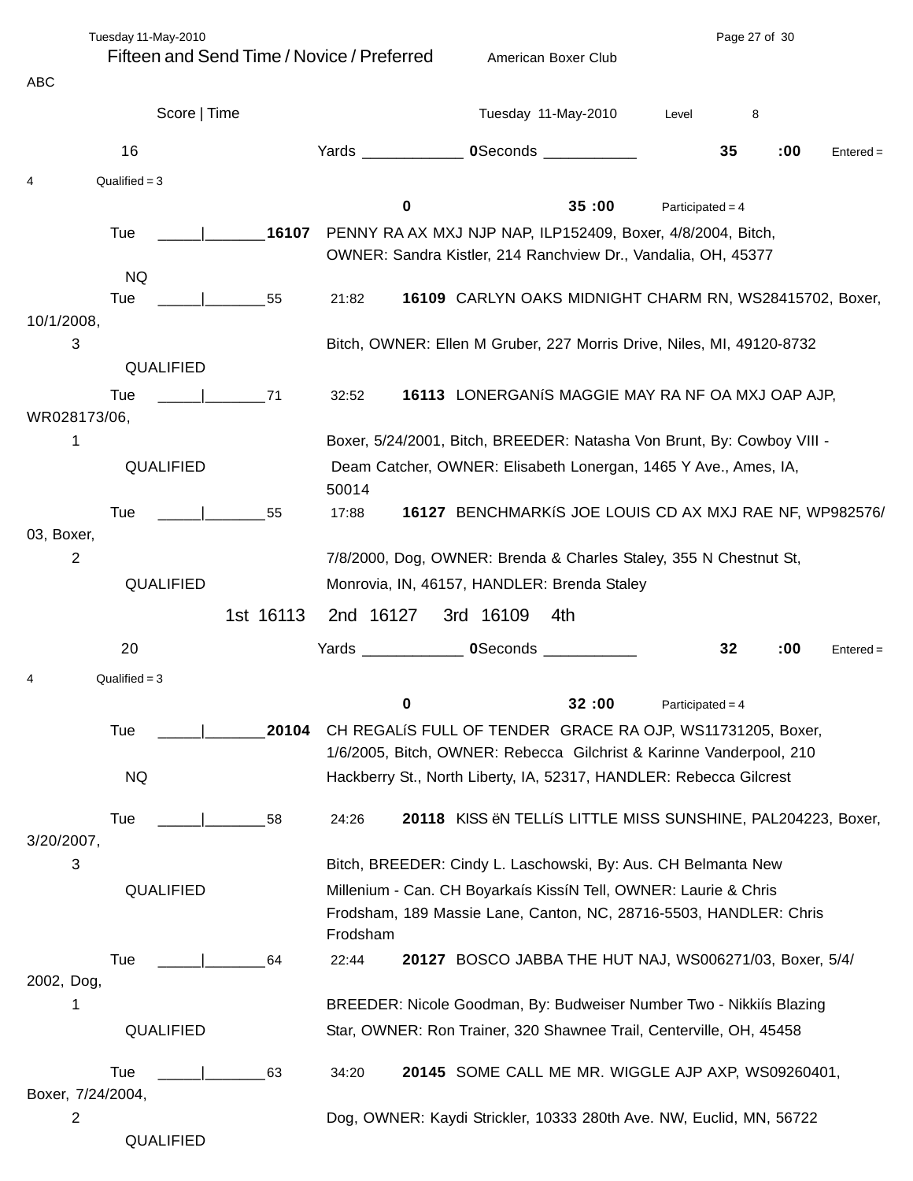## Fifteen and Send Time / Novice / Preferred

American Boxer Club

ABC

Score | Time — Tuesday 11-May-2010 — Level 8

**16** — Yards ____________ **0** Seconds ___________ **35 :00** — Entered = 4 — Qualified = 3

**0** — **35 :00** — Participated = 4

| Day | Score \| Time | Time | Entry | Details |
|---|---|---|---|---|
| Tue<br>NQ | _____\|_______ | | **16107** | PENNY RA AX MXJ NJP NAP, ILP152409, Boxer, 4/8/2004, Bitch, OWNER: Sandra Kistler, 214 Ranchview Dr., Vandalia, OH, 45377 |
| Tue<br>3<br>QUALIFIED | _____\|_______55 | 21:82 | **16109** | CARLYN OAKS MIDNIGHT CHARM RN, WS28415702, Boxer, 10/1/2008, Bitch, OWNER: Ellen M Gruber, 227 Morris Drive, Niles, MI, 49120-8732 |
| Tue<br>1<br>QUALIFIED | _____\|_______71 | 32:52 | **16113** | LONERGANíS MAGGIE MAY RA NF OA MXJ OAP AJP, WR028173/06, Boxer, 5/24/2001, Bitch, BREEDER: Natasha Von Brunt, By: Cowboy VIII - Deam Catcher, OWNER: Elisabeth Lonergan, 1465 Y Ave., Ames, IA, 50014 |
| Tue<br>2<br>QUALIFIED | _____\|_______55 | 17:88 | **16127** | BENCHMARKíS JOE LOUIS CD AX MXJ RAE NF, WP982576/03, Boxer, 7/8/2000, Dog, OWNER: Brenda & Charles Staley, 355 N Chestnut St, Monrovia, IN, 46157, HANDLER: Brenda Staley |

1st 16113 2nd 16127 3rd 16109 4th

**20** — Yards ____________ **0** Seconds ___________ **32 :00** — Entered = 4 — Qualified = 3

**0** — **32 :00** — Participated = 4

| Day | Score \| Time | Time | Entry | Details |
|---|---|---|---|---|
| Tue<br>NQ | _____\|_______ | | **20104** | CH REGALíS FULL OF TENDER GRACE RA OJP, WS11731205, Boxer, 1/6/2005, Bitch, OWNER: Rebecca Gilchrist & Karinne Vanderpool, 210 Hackberry St., North Liberty, IA, 52317, HANDLER: Rebecca Gilcrest |
| Tue<br>3<br>QUALIFIED | _____\|_______58 | 24:26 | **20118** | KISS ëN TELLíS LITTLE MISS SUNSHINE, PAL204223, Boxer, 3/20/2007, Bitch, BREEDER: Cindy L. Laschowski, By: Aus. CH Belmanta New Millenium - Can. CH Boyarkaís KissíN Tell, OWNER: Laurie & Chris Frodsham, 189 Massie Lane, Canton, NC, 28716-5503, HANDLER: Chris Frodsham |
| Tue<br>1<br>QUALIFIED | _____\|_______64 | 22:44 | **20127** | BOSCO JABBA THE HUT NAJ, WS006271/03, Boxer, 5/4/2002, Dog, BREEDER: Nicole Goodman, By: Budweiser Number Two - Nikkiís Blazing Star, OWNER: Ron Trainer, 320 Shawnee Trail, Centerville, OH, 45458 |
| Tue<br>2<br>QUALIFIED | _____\|_______63 | 34:20 | **20145** | SOME CALL ME MR. WIGGLE AJP AXP, WS09260401, Boxer, 7/24/2004, Dog, OWNER: Kaydi Strickler, 10333 280th Ave. NW, Euclid, MN, 56722 |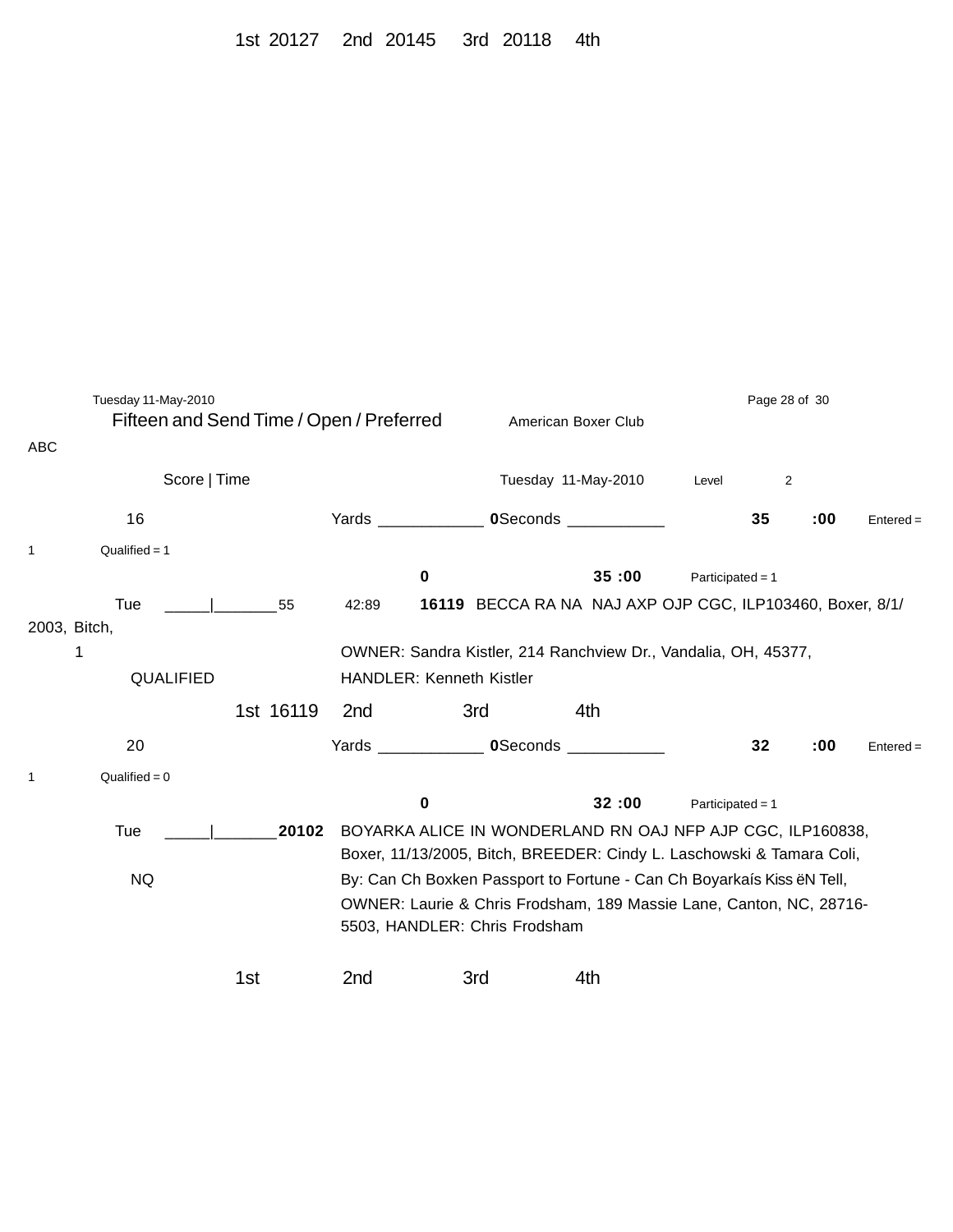1st 20127 2nd 20145 3rd 20118 4th

Tuesday 11-May-2010

Fifteen and Send Time / Open / Preferred    American Boxer Club

ABC

Score | Time    Tuesday 11-May-2010    Level 2

16    Yards ____________ **0** Seconds ___________    **35** **:00**    Entered = 1    Qualified = 1

**0**    **35 :00**    Participated = 1

Tue _____|_______55    42:89    **16119** BECCA RA NA NAJ AXP OJP CGC, ILP103460, Boxer, 8/1/2003, Bitch,

1    OWNER: Sandra Kistler, 214 Ranchview Dr., Vandalia, OH, 45377,

QUALIFIED    HANDLER: Kenneth Kistler

1st 16119 2nd 3rd 4th

20    Yards ____________ **0** Seconds ___________    **32** **:00**    Entered = 1    Qualified = 0

**0**    **32 :00**    Participated = 1

Tue _____|_______**20102**    BOYARKA ALICE IN WONDERLAND RN OAJ NFP AJP CGC, ILP160838, Boxer, 11/13/2005, Bitch, BREEDER: Cindy L. Laschowski & Tamara Coli,

NQ    By: Can Ch Boxken Passport to Fortune - Can Ch Boyarkaís Kiss ëN Tell, OWNER: Laurie & Chris Frodsham, 189 Massie Lane, Canton, NC, 28716-5503, HANDLER: Chris Frodsham

1st 2nd 3rd 4th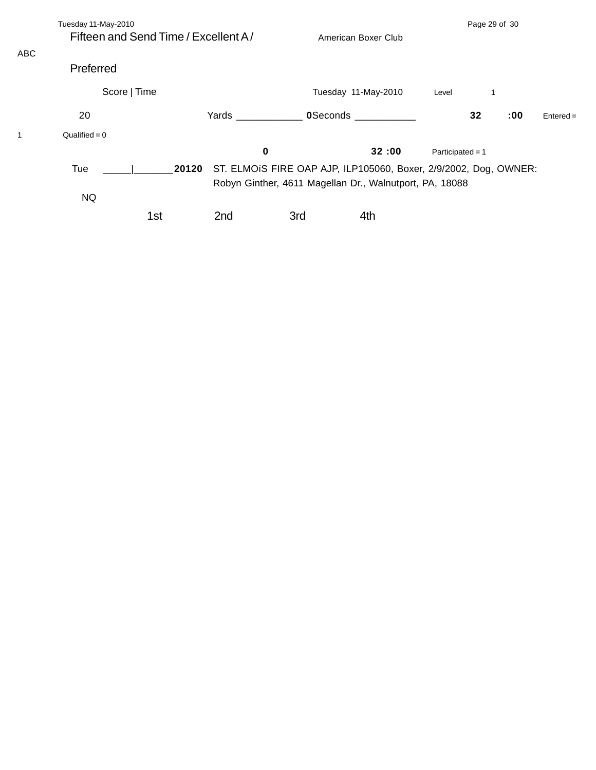Fifteen and Send Time / Excellent A / ABC

Preferred

American Boxer Club

Score | Time

Tuesday 11-May-2010 Level 1

20 Yards ____________ **0** Seconds ___________ **32 :00** Entered = 1 Qualified = 0

**0** **32 :00** Participated = 1

Tue _____|_______ **20120** ST. ELMOíS FIRE OAP AJP, ILP105060, Boxer, 2/9/2002, Dog, OWNER: Robyn Ginther, 4611 Magellan Dr., Walnutport, PA, 18088

NQ

1st 2nd 3rd 4th